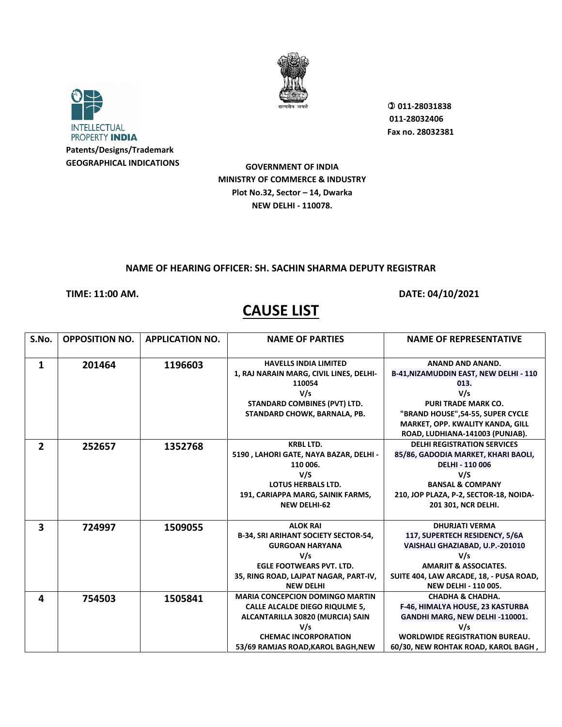INTELLECTUAL PROPERTY **INDIA**

**Patents/Designs/Trademark**
**GEOGRAPHICAL INDICATIONS**

सत्यमेव जयते

**011-28031838**
**011-28032406**
**Fax no. 28032381**

**GOVERNMENT OF INDIA**
**MINISTRY OF COMMERCE & INDUSTRY**
**Plot No.32, Sector – 14, Dwarka**
**NEW DELHI - 110078.**

**NAME OF HEARING OFFICER: SH. SACHIN SHARMA DEPUTY REGISTRAR**

**TIME: 11:00 AM.** **DATE: 04/10/2021**

# CAUSE LIST

| S.No. | OPPOSITION NO. | APPLICATION NO. | NAME OF PARTIES | NAME OF REPRESENTATIVE |
|---|---|---|---|---|
| 1 | 201464 | 1196603 | HAVELLS INDIA LIMITED 1, RAJ NARAIN MARG, CIVIL LINES, DELHI-110054 V/s STANDARD COMBINES (PVT) LTD. STANDARD CHOWK, BARNALA, PB. | ANAND AND ANAND. B-41,NIZAMUDDIN EAST, NEW DELHI - 110 013. V/s PURI TRADE MARK CO. "BRAND HOUSE",54-55, SUPER CYCLE MARKET, OPP. KWALITY KANDA, GILL ROAD, LUDHIANA-141003 (PUNJAB). |
| 2 | 252657 | 1352768 | KRBL LTD. 5190 , LAHORI GATE, NAYA BAZAR, DELHI - 110 006. V/S LOTUS HERBALS LTD. 191, CARIAPPA MARG, SAINIK FARMS, NEW DELHI-62 | DELHI REGISTRATION SERVICES 85/86, GADODIA MARKET, KHARI BAOLI, DELHI - 110 006 V/S BANSAL & COMPANY 210, JOP PLAZA, P-2, SECTOR-18, NOIDA-201 301, NCR DELHI. |
| 3 | 724997 | 1509055 | ALOK RAI B-34, SRI ARIHANT SOCIETY SECTOR-54, GURGOAN HARYANA V/s EGLE FOOTWEARS PVT. LTD. 35, RING ROAD, LAJPAT NAGAR, PART-IV, NEW DELHI | DHURJATI VERMA 117, SUPERTECH RESIDENCY, 5/6A VAISHALI GHAZIABAD, U.P.-201010 V/s AMARJIT & ASSOCIATES. SUITE 404, LAW ARCADE, 18, - PUSA ROAD, NEW DELHI - 110 005. |
| 4 | 754503 | 1505841 | MARIA CONCEPCION DOMINGO MARTIN CALLE ALCALDE DIEGO RIQULME 5, ALCANTARILLA 30820 (MURCIA) SAIN V/s CHEMAC INCORPORATION 53/69 RAMJAS ROAD,KAROL BAGH,NEW | CHADHA & CHADHA. F-46, HIMALYA HOUSE, 23 KASTURBA GANDHI MARG, NEW DELHI -110001. V/s WORLDWIDE REGISTRATION BUREAU. 60/30, NEW ROHTAK ROAD, KAROL BAGH , |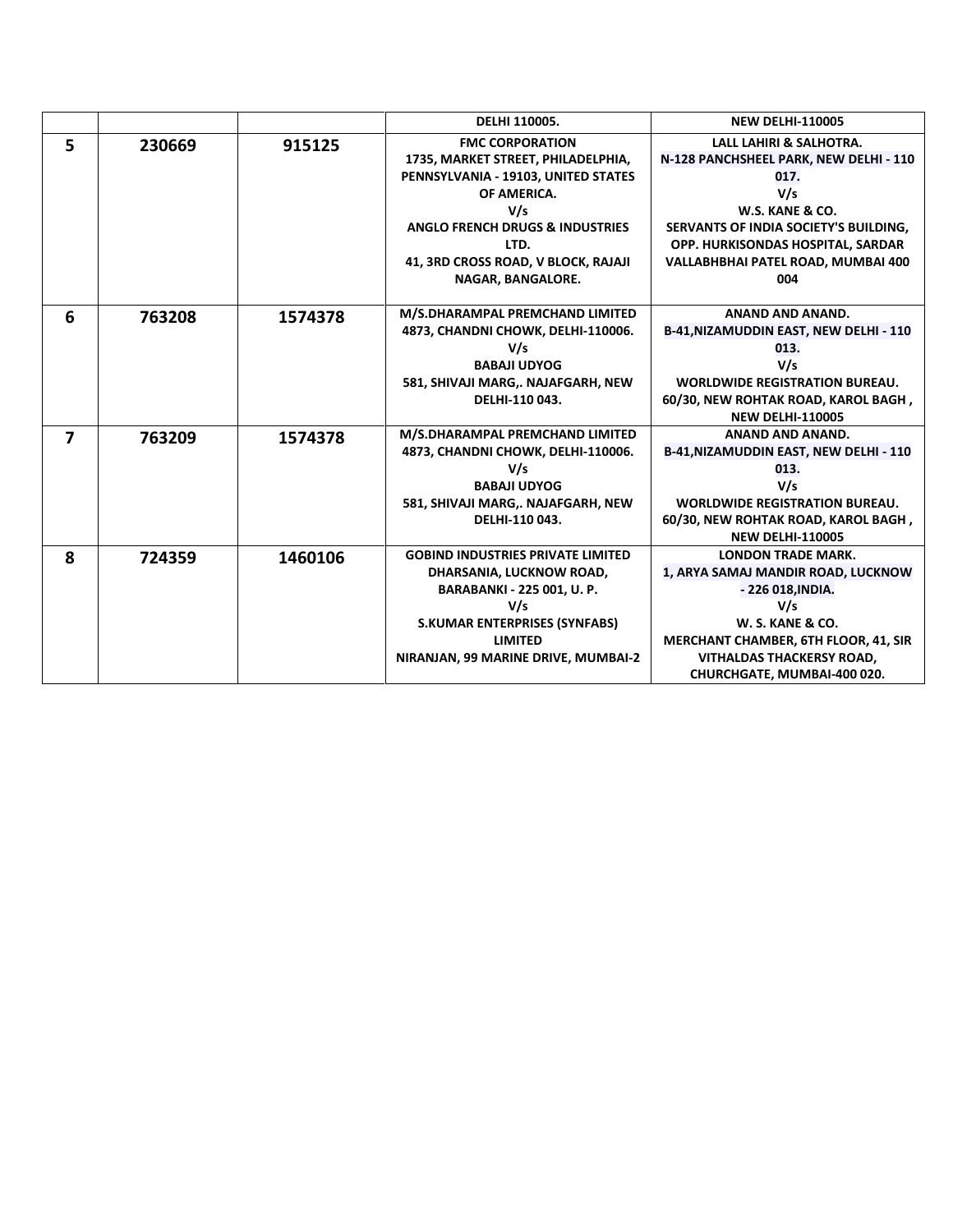| | | | | |
|---|---|---|---|---|
| | | | DELHI 110005. | NEW DELHI-110005 |
| 5 | 230669 | 915125 | FMC CORPORATION<br>1735, MARKET STREET, PHILADELPHIA, PENNSYLVANIA - 19103, UNITED STATES OF AMERICA.<br>V/s<br>ANGLO FRENCH DRUGS & INDUSTRIES LTD.<br>41, 3RD CROSS ROAD, V BLOCK, RAJAJI NAGAR, BANGALORE. | LALL LAHIRI & SALHOTRA.<br>N-128 PANCHSHEEL PARK, NEW DELHI - 110 017.<br>V/s<br>W.S. KANE & CO.<br>SERVANTS OF INDIA SOCIETY'S BUILDING, OPP. HURKISONDAS HOSPITAL, SARDAR VALLABHBHAI PATEL ROAD, MUMBAI 400 004 |
| 6 | 763208 | 1574378 | M/S.DHARAMPAL PREMCHAND LIMITED<br>4873, CHANDNI CHOWK, DELHI-110006.<br>V/s<br>BABAJI UDYOG<br>581, SHIVAJI MARG,. NAJAFGARH, NEW DELHI-110 043. | ANAND AND ANAND.<br>B-41,NIZAMUDDIN EAST, NEW DELHI - 110 013.<br>V/s<br>WORLDWIDE REGISTRATION BUREAU.<br>60/30, NEW ROHTAK ROAD, KAROL BAGH , NEW DELHI-110005 |
| 7 | 763209 | 1574378 | M/S.DHARAMPAL PREMCHAND LIMITED<br>4873, CHANDNI CHOWK, DELHI-110006.<br>V/s<br>BABAJI UDYOG<br>581, SHIVAJI MARG,. NAJAFGARH, NEW DELHI-110 043. | ANAND AND ANAND.<br>B-41,NIZAMUDDIN EAST, NEW DELHI - 110 013.<br>V/s<br>WORLDWIDE REGISTRATION BUREAU.<br>60/30, NEW ROHTAK ROAD, KAROL BAGH , NEW DELHI-110005 |
| 8 | 724359 | 1460106 | GOBIND INDUSTRIES PRIVATE LIMITED<br>DHARSANIA, LUCKNOW ROAD, BARABANKI - 225 001, U. P.<br>V/s<br>S.KUMAR ENTERPRISES (SYNFABS) LIMITED<br>NIRANJAN, 99 MARINE DRIVE, MUMBAI-2 | LONDON TRADE MARK.<br>1, ARYA SAMAJ MANDIR ROAD, LUCKNOW - 226 018,INDIA.<br>V/s<br>W. S. KANE & CO.<br>MERCHANT CHAMBER, 6TH FLOOR, 41, SIR VITHALDAS THACKERSY ROAD, CHURCHGATE, MUMBAI-400 020. |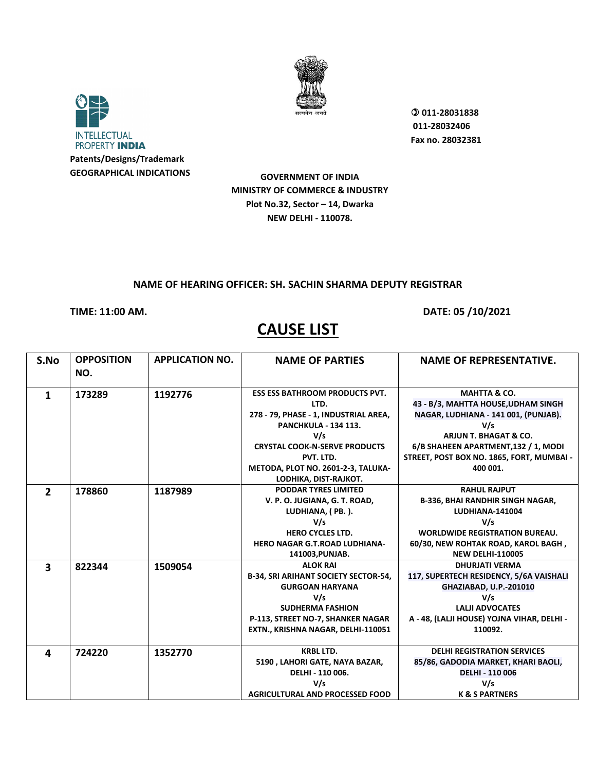INTELLECTUAL PROPERTY INDIA

**Patents/Designs/Trademark**
**GEOGRAPHICAL INDICATIONS**

सत्यमेव जयते

**011-28031838**
**011-28032406**
**Fax no. 28032381**

**GOVERNMENT OF INDIA**
**MINISTRY OF COMMERCE & INDUSTRY**
**Plot No.32, Sector – 14, Dwarka**
**NEW DELHI - 110078.**

**NAME OF HEARING OFFICER: SH. SACHIN SHARMA DEPUTY REGISTRAR**

**TIME: 11:00 AM.** **DATE: 05 /10/2021**

# CAUSE LIST

| S.No | OPPOSITION NO. | APPLICATION NO. | NAME OF PARTIES | NAME OF REPRESENTATIVE. |
|---|---|---|---|---|
| 1 | 173289 | 1192776 | ESS ESS BATHROOM PRODUCTS PVT. LTD. 278 - 79, PHASE - 1, INDUSTRIAL AREA, PANCHKULA - 134 113. V/s CRYSTAL COOK-N-SERVE PRODUCTS PVT. LTD. METODA, PLOT NO. 2601-2-3, TALUKA-LODHIKA, DIST-RAJKOT. | MAHTTA & CO. 43 - B/3, MAHTTA HOUSE,UDHAM SINGH NAGAR, LUDHIANA - 141 001, (PUNJAB). V/s ARJUN T. BHAGAT & CO. 6/B SHAHEEN APARTMENT,132 / 1, MODI STREET, POST BOX NO. 1865, FORT, MUMBAI - 400 001. |
| 2 | 178860 | 1187989 | PODDAR TYRES LIMITED V. P. O. JUGIANA, G. T. ROAD, LUDHIANA, ( PB. ). V/s HERO CYCLES LTD. HERO NAGAR G.T.ROAD LUDHIANA-141003,PUNJAB. | RAHUL RAJPUT B-336, BHAI RANDHIR SINGH NAGAR, LUDHIANA-141004 V/s WORLDWIDE REGISTRATION BUREAU. 60/30, NEW ROHTAK ROAD, KAROL BAGH , NEW DELHI-110005 |
| 3 | 822344 | 1509054 | ALOK RAI B-34, SRI ARIHANT SOCIETY SECTOR-54, GURGOAN HARYANA V/s SUDHERMA FASHION P-113, STREET NO-7, SHANKER NAGAR EXTN., KRISHNA NAGAR, DELHI-110051 | DHURJATI VERMA 117, SUPERTECH RESIDENCY, 5/6A VAISHALI GHAZIABAD, U.P.-201010 V/s LALJI ADVOCATES A - 48, (LALJI HOUSE) YOJNA VIHAR, DELHI - 110092. |
| 4 | 724220 | 1352770 | KRBL LTD. 5190 , LAHORI GATE, NAYA BAZAR, DELHI - 110 006. V/s AGRICULTURAL AND PROCESSED FOOD | DELHI REGISTRATION SERVICES 85/86, GADODIA MARKET, KHARI BAOLI, DELHI - 110 006 V/s K & S PARTNERS |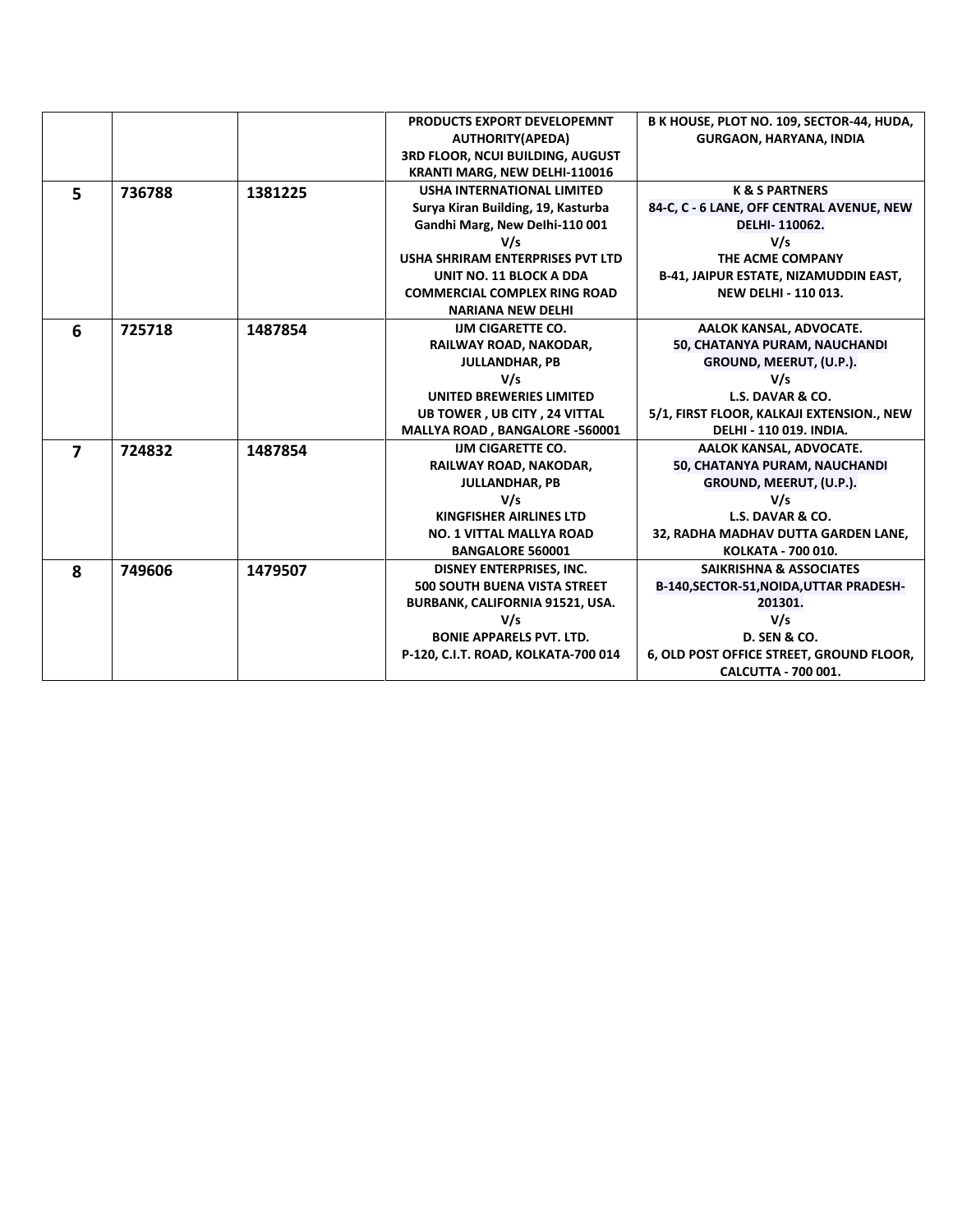| | | | | |
|---|---|---|---|---|
| | | | PRODUCTS EXPORT DEVELOPEMNT AUTHORITY(APEDA)<br>3RD FLOOR, NCUI BUILDING, AUGUST KRANTI MARG, NEW DELHI-110016 | B K HOUSE, PLOT NO. 109, SECTOR-44, HUDA, GURGAON, HARYANA, INDIA |
| **5** | **736788** | **1381225** | USHA INTERNATIONAL LIMITED<br>Surya Kiran Building, 19, Kasturba Gandhi Marg, New Delhi-110 001<br>V/s<br>USHA SHRIRAM ENTERPRISES PVT LTD<br>UNIT NO. 11 BLOCK A DDA COMMERCIAL COMPLEX RING ROAD NARIANA NEW DELHI | K & S PARTNERS<br>84-C, C - 6 LANE, OFF CENTRAL AVENUE, NEW DELHI- 110062.<br>V/s<br>THE ACME COMPANY<br>B-41, JAIPUR ESTATE, NIZAMUDDIN EAST, NEW DELHI - 110 013. |
| **6** | **725718** | **1487854** | IJM CIGARETTE CO.<br>RAILWAY ROAD, NAKODAR, JULLANDHAR, PB<br>V/s<br>UNITED BREWERIES LIMITED<br>UB TOWER , UB CITY , 24 VITTAL MALLYA ROAD , BANGALORE -560001 | AALOK KANSAL, ADVOCATE.<br>50, CHATANYA PURAM, NAUCHANDI GROUND, MEERUT, (U.P.).<br>V/s<br>L.S. DAVAR & CO.<br>5/1, FIRST FLOOR, KALKAJI EXTENSION., NEW DELHI - 110 019. INDIA. |
| **7** | **724832** | **1487854** | IJM CIGARETTE CO.<br>RAILWAY ROAD, NAKODAR, JULLANDHAR, PB<br>V/s<br>KINGFISHER AIRLINES LTD<br>NO. 1 VITTAL MALLYA ROAD BANGALORE 560001 | AALOK KANSAL, ADVOCATE.<br>50, CHATANYA PURAM, NAUCHANDI GROUND, MEERUT, (U.P.).<br>V/s<br>L.S. DAVAR & CO.<br>32, RADHA MADHAV DUTTA GARDEN LANE, KOLKATA - 700 010. |
| **8** | **749606** | **1479507** | DISNEY ENTERPRISES, INC.<br>500 SOUTH BUENA VISTA STREET BURBANK, CALIFORNIA 91521, USA.<br>V/s<br>BONIE APPARELS PVT. LTD.<br>P-120, C.I.T. ROAD, KOLKATA-700 014 | SAIKRISHNA & ASSOCIATES<br>B-140,SECTOR-51,NOIDA,UTTAR PRADESH-201301.<br>V/s<br>D. SEN & CO.<br>6, OLD POST OFFICE STREET, GROUND FLOOR, CALCUTTA - 700 001. |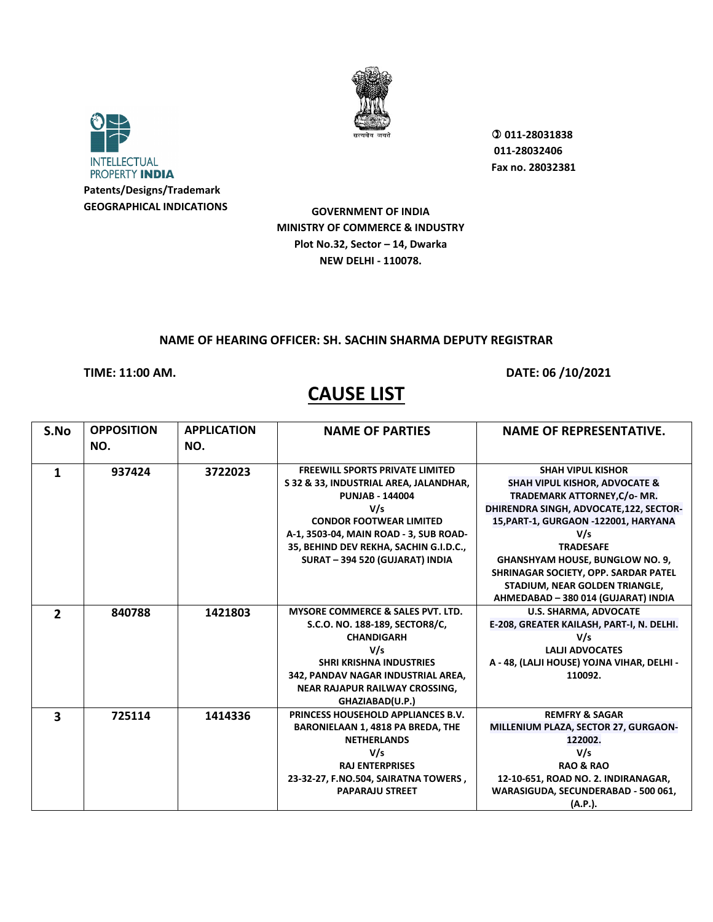INTELLECTUAL PROPERTY INDIA

**Patents/Designs/Trademark**
**GEOGRAPHICAL INDICATIONS**

सत्यमेव जयते

✆ 011-28031838
011-28032406
Fax no. 28032381

**GOVERNMENT OF INDIA**
**MINISTRY OF COMMERCE & INDUSTRY**
**Plot No.32, Sector – 14, Dwarka**
**NEW DELHI - 110078.**

**NAME OF HEARING OFFICER: SH. SACHIN SHARMA DEPUTY REGISTRAR**

**TIME: 11:00 AM.** **DATE: 06 /10/2021**

# CAUSE LIST

| S.No | OPPOSITION NO. | APPLICATION NO. | NAME OF PARTIES | NAME OF REPRESENTATIVE. |
|---|---|---|---|---|
| 1 | 937424 | 3722023 | FREEWILL SPORTS PRIVATE LIMITED S 32 & 33, INDUSTRIAL AREA, JALANDHAR, PUNJAB - 144004 V/s CONDOR FOOTWEAR LIMITED A-1, 3503-04, MAIN ROAD - 3, SUB ROAD-35, BEHIND DEV REKHA, SACHIN G.I.D.C., SURAT – 394 520 (GUJARAT) INDIA | SHAH VIPUL KISHOR SHAH VIPUL KISHOR, ADVOCATE & TRADEMARK ATTORNEY,C/o- MR. DHIRENDRA SINGH, ADVOCATE,122, SECTOR-15,PART-1, GURGAON -122001, HARYANA V/s TRADESAFE GHANSHYAM HOUSE, BUNGLOW NO. 9, SHRINAGAR SOCIETY, OPP. SARDAR PATEL STADIUM, NEAR GOLDEN TRIANGLE, AHMEDABAD – 380 014 (GUJARAT) INDIA |
| 2 | 840788 | 1421803 | MYSORE COMMERCE & SALES PVT. LTD. S.C.O. NO. 188-189, SECTOR8/C, CHANDIGARH V/s SHRI KRISHNA INDUSTRIES 342, PANDAV NAGAR INDUSTRIAL AREA, NEAR RAJAPUR RAILWAY CROSSING, GHAZIABAD(U.P.) | U.S. SHARMA, ADVOCATE E-208, GREATER KAILASH, PART-I, N. DELHI. V/s LALJI ADVOCATES A - 48, (LALJI HOUSE) YOJNA VIHAR, DELHI - 110092. |
| 3 | 725114 | 1414336 | PRINCESS HOUSEHOLD APPLIANCES B.V. BARONIELAAN 1, 4818 PA BREDA, THE NETHERLANDS V/s RAJ ENTERPRISES 23-32-27, F.NO.504, SAIRATNA TOWERS , PAPARAJU STREET | REMFRY & SAGAR MILLENIUM PLAZA, SECTOR 27, GURGAON-122002. V/s RAO & RAO 12-10-651, ROAD NO. 2. INDIRANAGAR, WARASIGUDA, SECUNDERABAD - 500 061, (A.P.). |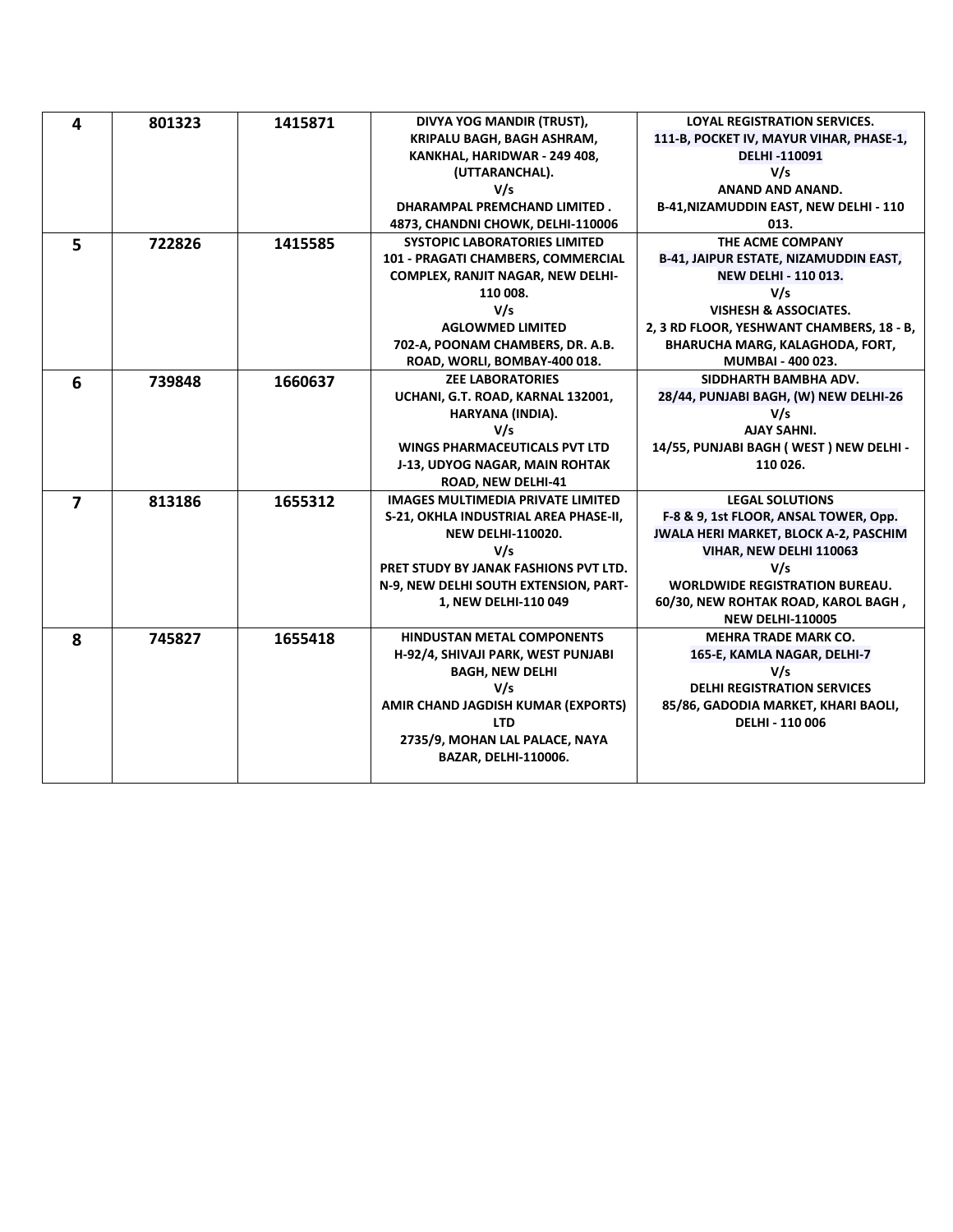| | | | | |
|---|---|---|---|---|
| **4** | **801323** | **1415871** | **DIVYA YOG MANDIR (TRUST), KRIPALU BAGH, BAGH ASHRAM, KANKHAL, HARIDWAR - 249 408, (UTTARANCHAL).**<br>**V/s**<br>**DHARAMPAL PREMCHAND LIMITED . 4873, CHANDNI CHOWK, DELHI-110006** | **LOYAL REGISTRATION SERVICES. 111-B, POCKET IV, MAYUR VIHAR, PHASE-1, DELHI -110091**<br>**V/s**<br>**ANAND AND ANAND. B-41,NIZAMUDDIN EAST, NEW DELHI - 110 013.** |
| **5** | **722826** | **1415585** | **SYSTOPIC LABORATORIES LIMITED 101 - PRAGATI CHAMBERS, COMMERCIAL COMPLEX, RANJIT NAGAR, NEW DELHI-110 008.**<br>**V/s**<br>**AGLOWMED LIMITED 702-A, POONAM CHAMBERS, DR. A.B. ROAD, WORLI, BOMBAY-400 018.** | **THE ACME COMPANY B-41, JAIPUR ESTATE, NIZAMUDDIN EAST, NEW DELHI - 110 013.**<br>**V/s**<br>**VISHESH & ASSOCIATES. 2, 3 RD FLOOR, YESHWANT CHAMBERS, 18 - B, BHARUCHA MARG, KALAGHODA, FORT, MUMBAI - 400 023.** |
| **6** | **739848** | **1660637** | **ZEE LABORATORIES UCHANI, G.T. ROAD, KARNAL 132001, HARYANA (INDIA).**<br>**V/s**<br>**WINGS PHARMACEUTICALS PVT LTD J-13, UDYOG NAGAR, MAIN ROHTAK ROAD, NEW DELHI-41** | **SIDDHARTH BAMBHA ADV. 28/44, PUNJABI BAGH, (W) NEW DELHI-26**<br>**V/s**<br>**AJAY SAHNI. 14/55, PUNJABI BAGH ( WEST ) NEW DELHI - 110 026.** |
| **7** | **813186** | **1655312** | **IMAGES MULTIMEDIA PRIVATE LIMITED S-21, OKHLA INDUSTRIAL AREA PHASE-II, NEW DELHI-110020.**<br>**V/s**<br>**PRET STUDY BY JANAK FASHIONS PVT LTD. N-9, NEW DELHI SOUTH EXTENSION, PART-1, NEW DELHI-110 049** | **LEGAL SOLUTIONS F-8 & 9, 1st FLOOR, ANSAL TOWER, Opp. JWALA HERI MARKET, BLOCK A-2, PASCHIM VIHAR, NEW DELHI 110063**<br>**V/s**<br>**WORLDWIDE REGISTRATION BUREAU. 60/30, NEW ROHTAK ROAD, KAROL BAGH , NEW DELHI-110005** |
| **8** | **745827** | **1655418** | **HINDUSTAN METAL COMPONENTS H-92/4, SHIVAJI PARK, WEST PUNJABI BAGH, NEW DELHI**<br>**V/s**<br>**AMIR CHAND JAGDISH KUMAR (EXPORTS) LTD 2735/9, MOHAN LAL PALACE, NAYA BAZAR, DELHI-110006.** | **MEHRA TRADE MARK CO. 165-E, KAMLA NAGAR, DELHI-7**<br>**V/s**<br>**DELHI REGISTRATION SERVICES 85/86, GADODIA MARKET, KHARI BAOLI, DELHI - 110 006** |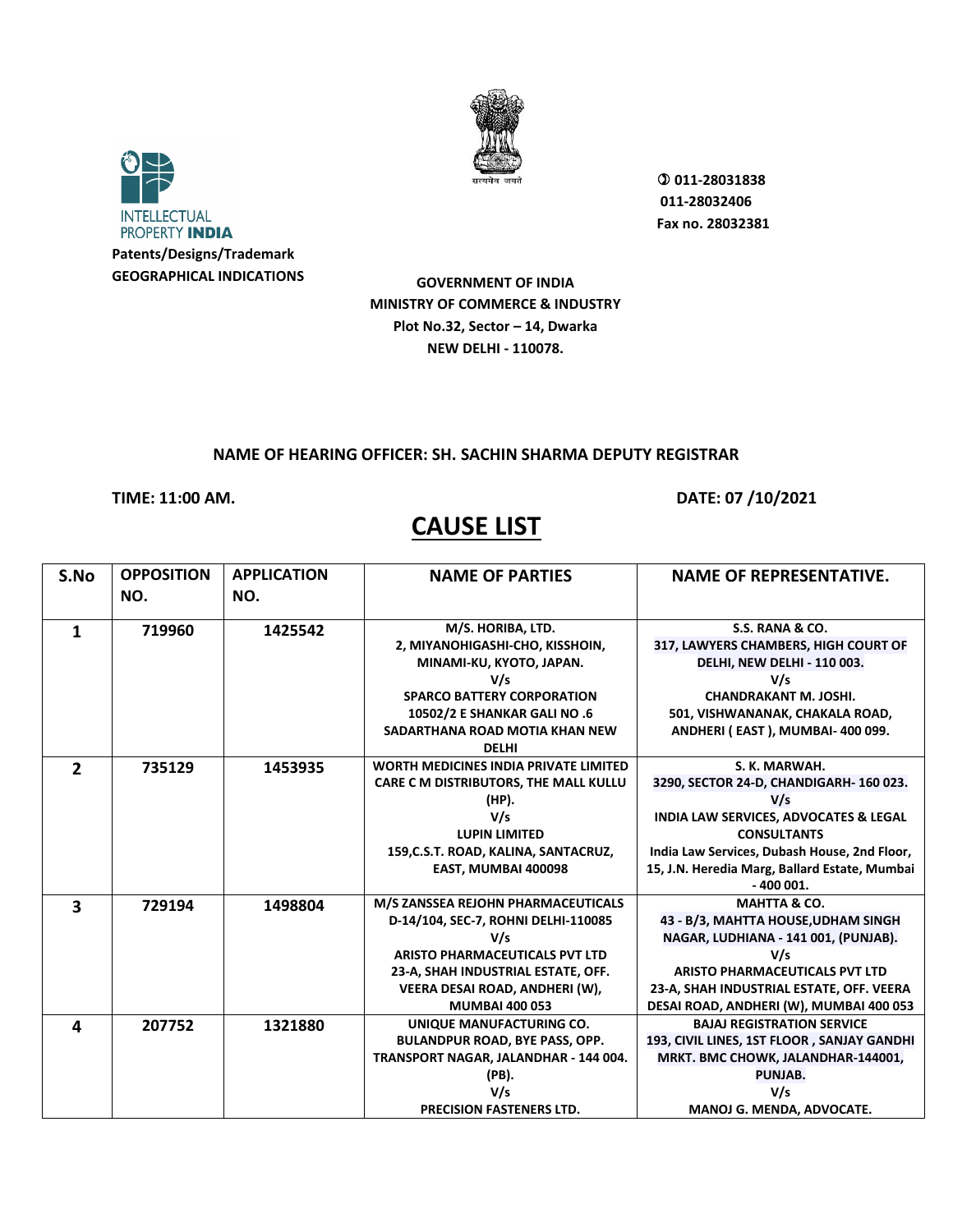INTELLECTUAL PROPERTY **INDIA**

**Patents/Designs/Trademark**
**GEOGRAPHICAL INDICATIONS**

सत्यमेव जयते

**✆ 011-28031838**
**011-28032406**
**Fax no. 28032381**

**GOVERNMENT OF INDIA**
**MINISTRY OF COMMERCE & INDUSTRY**
**Plot No.32, Sector – 14, Dwarka**
**NEW DELHI - 110078.**

**NAME OF HEARING OFFICER: SH. SACHIN SHARMA DEPUTY REGISTRAR**

**TIME: 11:00 AM.** **DATE: 07 /10/2021**

# CAUSE LIST

| S.No | OPPOSITION NO. | APPLICATION NO. | NAME OF PARTIES | NAME OF REPRESENTATIVE. |
|---|---|---|---|---|
| 1 | 719960 | 1425542 | M/S. HORIBA, LTD. 2, MIYANOHIGASHI-CHO, KISSHOIN, MINAMI-KU, KYOTO, JAPAN. V/s SPARCO BATTERY CORPORATION 10502/2 E SHANKAR GALI NO .6 SADARTHANA ROAD MOTIA KHAN NEW DELHI | S.S. RANA & CO. 317, LAWYERS CHAMBERS, HIGH COURT OF DELHI, NEW DELHI - 110 003. V/s CHANDRAKANT M. JOSHI. 501, VISHWANANAK, CHAKALA ROAD, ANDHERI ( EAST ), MUMBAI- 400 099. |
| 2 | 735129 | 1453935 | WORTH MEDICINES INDIA PRIVATE LIMITED CARE C M DISTRIBUTORS, THE MALL KULLU (HP). V/s LUPIN LIMITED 159,C.S.T. ROAD, KALINA, SANTACRUZ, EAST, MUMBAI 400098 | S. K. MARWAH. 3290, SECTOR 24-D, CHANDIGARH- 160 023. V/s INDIA LAW SERVICES, ADVOCATES & LEGAL CONSULTANTS India Law Services, Dubash House, 2nd Floor, 15, J.N. Heredia Marg, Ballard Estate, Mumbai - 400 001. |
| 3 | 729194 | 1498804 | M/S ZANSSEA REJOHN PHARMACEUTICALS D-14/104, SEC-7, ROHNI DELHI-110085 V/s ARISTO PHARMACEUTICALS PVT LTD 23-A, SHAH INDUSTRIAL ESTATE, OFF. VEERA DESAI ROAD, ANDHERI (W), MUMBAI 400 053 | MAHTTA & CO. 43 - B/3, MAHTTA HOUSE,UDHAM SINGH NAGAR, LUDHIANA - 141 001, (PUNJAB). V/s ARISTO PHARMACEUTICALS PVT LTD 23-A, SHAH INDUSTRIAL ESTATE, OFF. VEERA DESAI ROAD, ANDHERI (W), MUMBAI 400 053 |
| 4 | 207752 | 1321880 | UNIQUE MANUFACTURING CO. BULANDPUR ROAD, BYE PASS, OPP. TRANSPORT NAGAR, JALANDHAR - 144 004. (PB). V/s PRECISION FASTENERS LTD. | BAJAJ REGISTRATION SERVICE 193, CIVIL LINES, 1ST FLOOR , SANJAY GANDHI MRKT. BMC CHOWK, JALANDHAR-144001, PUNJAB. V/s MANOJ G. MENDA, ADVOCATE. |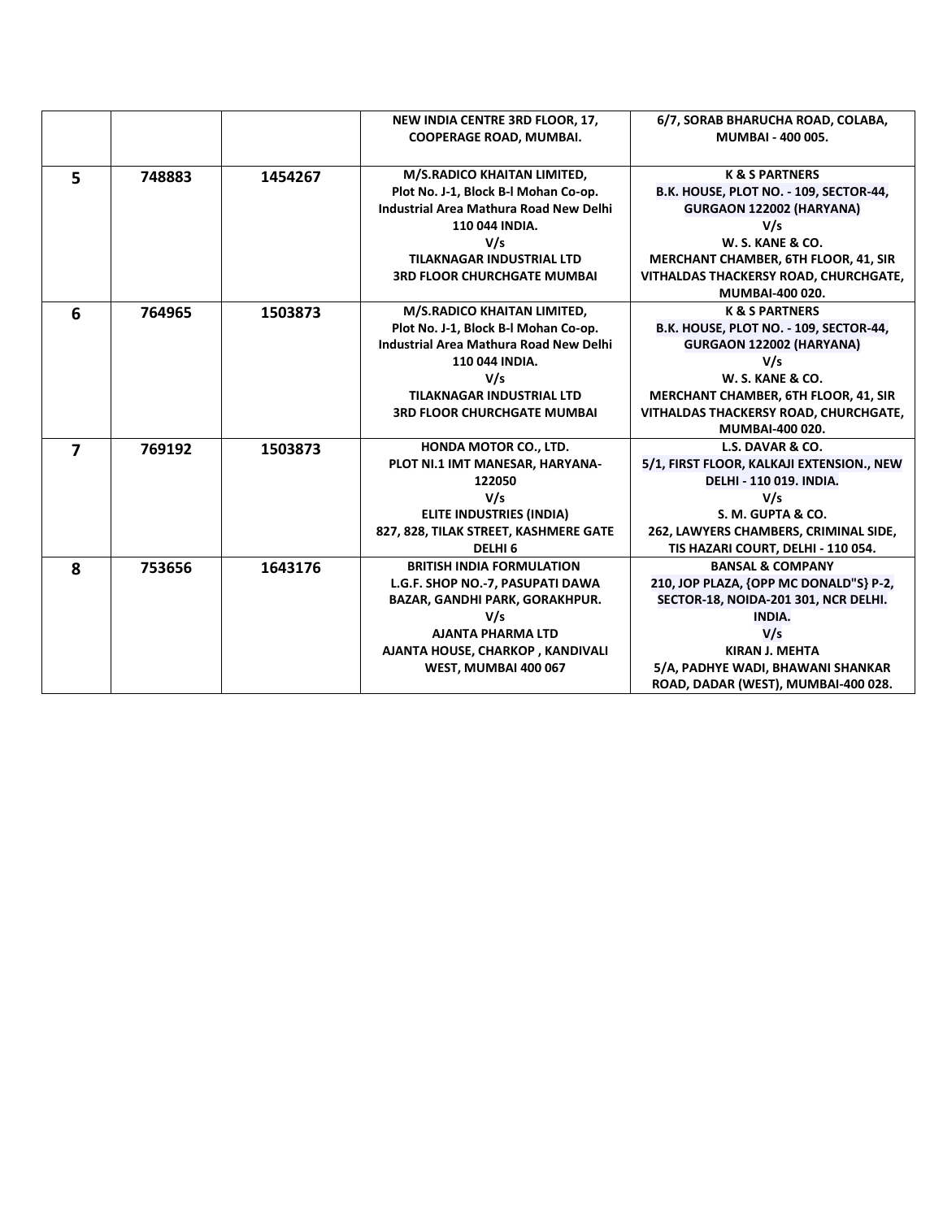|  |  |  |  |  |
|---|---|---|---|---|
|  |  |  | NEW INDIA CENTRE 3RD FLOOR, 17, COOPERAGE ROAD, MUMBAI. | 6/7, SORAB BHARUCHA ROAD, COLABA, MUMBAI - 400 005. |
| **5** | **748883** | **1454267** | **M/S.RADICO KHAITAN LIMITED,**<br>**Plot No. J-1, Block B-l Mohan Co-op. Industrial Area Mathura Road New Delhi 110 044 INDIA.**<br>**V/s**<br>**TILAKNAGAR INDUSTRIAL LTD**<br>**3RD FLOOR CHURCHGATE MUMBAI** | **K & S PARTNERS**<br>**B.K. HOUSE, PLOT NO. - 109, SECTOR-44, GURGAON 122002 (HARYANA)**<br>**V/s**<br>**W. S. KANE & CO.**<br>**MERCHANT CHAMBER, 6TH FLOOR, 41, SIR VITHALDAS THACKERSY ROAD, CHURCHGATE, MUMBAI-400 020.** |
| **6** | **764965** | **1503873** | **M/S.RADICO KHAITAN LIMITED,**<br>**Plot No. J-1, Block B-l Mohan Co-op. Industrial Area Mathura Road New Delhi 110 044 INDIA.**<br>**V/s**<br>**TILAKNAGAR INDUSTRIAL LTD**<br>**3RD FLOOR CHURCHGATE MUMBAI** | **K & S PARTNERS**<br>**B.K. HOUSE, PLOT NO. - 109, SECTOR-44, GURGAON 122002 (HARYANA)**<br>**V/s**<br>**W. S. KANE & CO.**<br>**MERCHANT CHAMBER, 6TH FLOOR, 41, SIR VITHALDAS THACKERSY ROAD, CHURCHGATE, MUMBAI-400 020.** |
| **7** | **769192** | **1503873** | **HONDA MOTOR CO., LTD.**<br>**PLOT NI.1 IMT MANESAR, HARYANA-122050**<br>**V/s**<br>**ELITE INDUSTRIES (INDIA)**<br>**827, 828, TILAK STREET, KASHMERE GATE DELHI 6** | **L.S. DAVAR & CO.**<br>**5/1, FIRST FLOOR, KALKAJI EXTENSION., NEW DELHI - 110 019. INDIA.**<br>**V/s**<br>**S. M. GUPTA & CO.**<br>**262, LAWYERS CHAMBERS, CRIMINAL SIDE, TIS HAZARI COURT, DELHI - 110 054.** |
| **8** | **753656** | **1643176** | **BRITISH INDIA FORMULATION**<br>**L.G.F. SHOP NO.-7, PASUPATI DAWA BAZAR, GANDHI PARK, GORAKHPUR.**<br>**V/s**<br>**AJANTA PHARMA LTD**<br>**AJANTA HOUSE, CHARKOP , KANDIVALI WEST, MUMBAI 400 067** | **BANSAL & COMPANY**<br>**210, JOP PLAZA, {OPP MC DONALD"S} P-2, SECTOR-18, NOIDA-201 301, NCR DELHI. INDIA.**<br>**V/s**<br>**KIRAN J. MEHTA**<br>**5/A, PADHYE WADI, BHAWANI SHANKAR ROAD, DADAR (WEST), MUMBAI-400 028.** |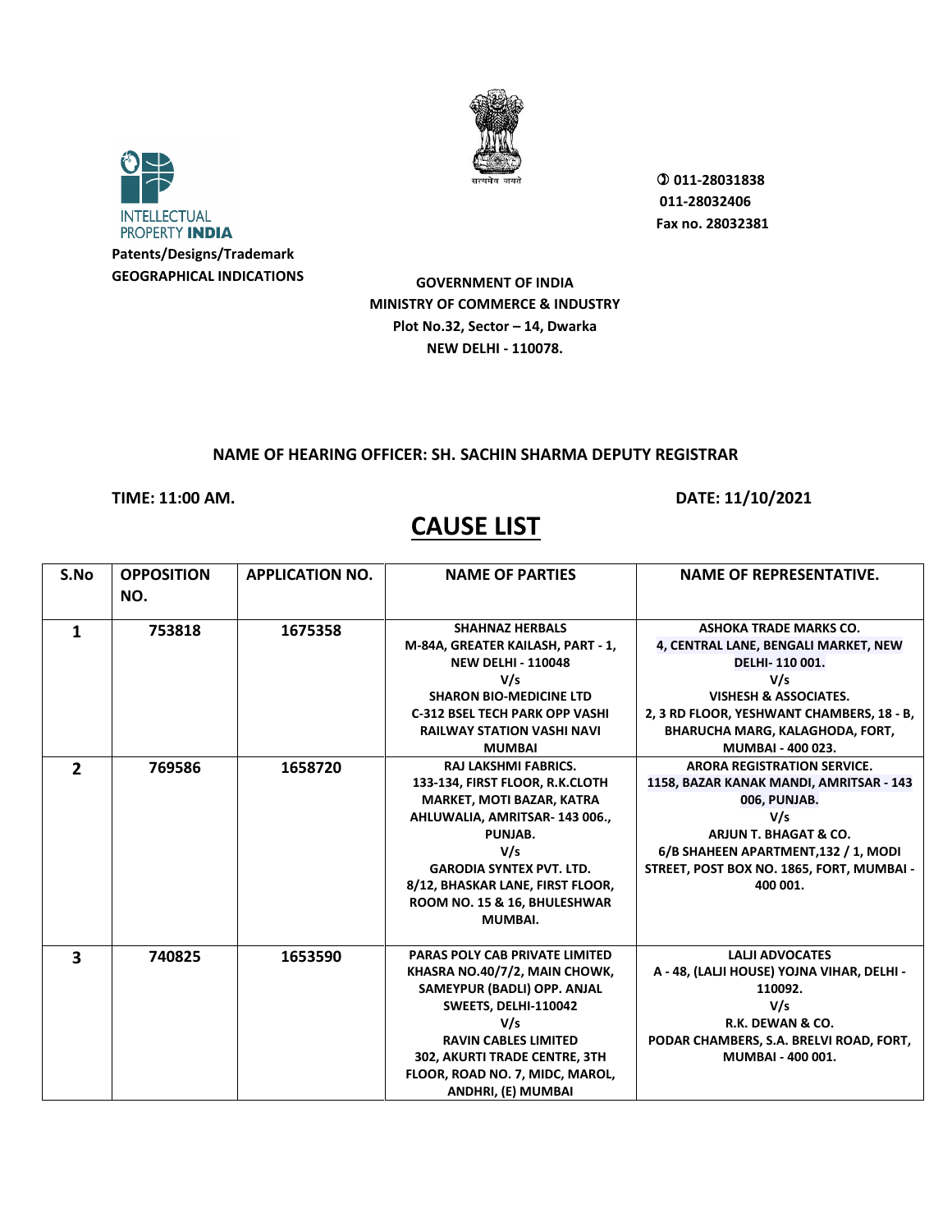INTELLECTUAL PROPERTY INDIA

Patents/Designs/Trademark
GEOGRAPHICAL INDICATIONS

सत्यमेव जयते

✆ 011-28031838
011-28032406
Fax no. 28032381

**GOVERNMENT OF INDIA**
**MINISTRY OF COMMERCE & INDUSTRY**
**Plot No.32, Sector – 14, Dwarka**
**NEW DELHI - 110078.**

**NAME OF HEARING OFFICER: SH. SACHIN SHARMA DEPUTY REGISTRAR**

**TIME: 11:00 AM.** **DATE: 11/10/2021**

# CAUSE LIST

| S.No | OPPOSITION NO. | APPLICATION NO. | NAME OF PARTIES | NAME OF REPRESENTATIVE. |
|---|---|---|---|---|
| 1 | 753818 | 1675358 | SHAHNAZ HERBALS M-84A, GREATER KAILASH, PART - 1, NEW DELHI - 110048 V/s SHARON BIO-MEDICINE LTD C-312 BSEL TECH PARK OPP VASHI RAILWAY STATION VASHI NAVI MUMBAI | ASHOKA TRADE MARKS CO. 4, CENTRAL LANE, BENGALI MARKET, NEW DELHI- 110 001. V/s VISHESH & ASSOCIATES. 2, 3 RD FLOOR, YESHWANT CHAMBERS, 18 - B, BHARUCHA MARG, KALAGHODA, FORT, MUMBAI - 400 023. |
| 2 | 769586 | 1658720 | RAJ LAKSHMI FABRICS. 133-134, FIRST FLOOR, R.K.CLOTH MARKET, MOTI BAZAR, KATRA AHLUWALIA, AMRITSAR- 143 006., PUNJAB. V/s GARODIA SYNTEX PVT. LTD. 8/12, BHASKAR LANE, FIRST FLOOR, ROOM NO. 15 & 16, BHULESHWAR MUMBAI. | ARORA REGISTRATION SERVICE. 1158, BAZAR KANAK MANDI, AMRITSAR - 143 006, PUNJAB. V/s ARJUN T. BHAGAT & CO. 6/B SHAHEEN APARTMENT,132 / 1, MODI STREET, POST BOX NO. 1865, FORT, MUMBAI - 400 001. |
| 3 | 740825 | 1653590 | PARAS POLY CAB PRIVATE LIMITED KHASRA NO.40/7/2, MAIN CHOWK, SAMEYPUR (BADLI) OPP. ANJAL SWEETS, DELHI-110042 V/s RAVIN CABLES LIMITED 302, AKURTI TRADE CENTRE, 3TH FLOOR, ROAD NO. 7, MIDC, MAROL, ANDHRI, (E) MUMBAI | LALJI ADVOCATES A - 48, (LALJI HOUSE) YOJNA VIHAR, DELHI - 110092. V/s R.K. DEWAN & CO. PODAR CHAMBERS, S.A. BRELVI ROAD, FORT, MUMBAI - 400 001. |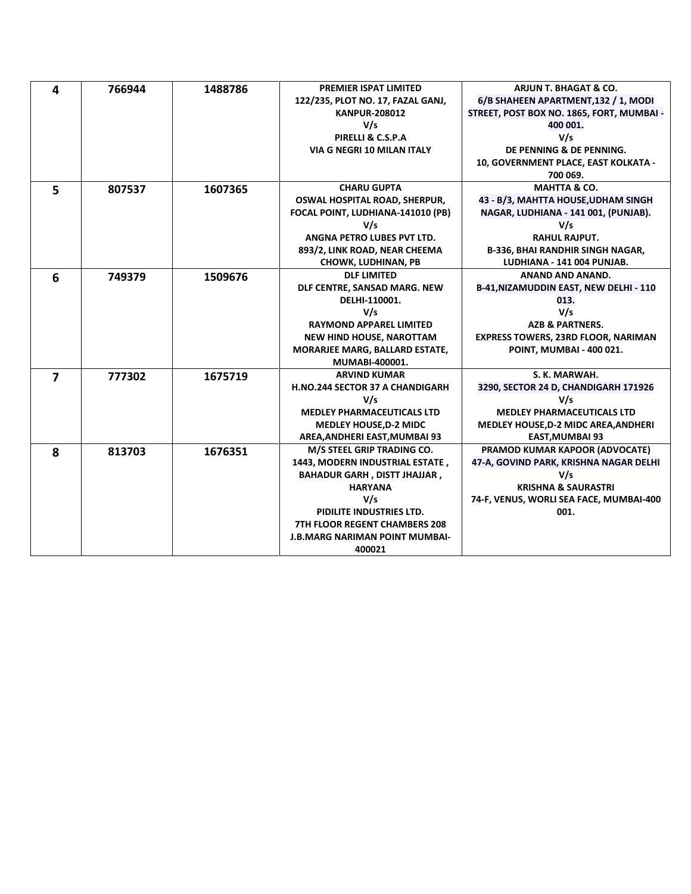| 4 | 766944 | 1488786 | **PREMIER ISPAT LIMITED**<br>**122/235, PLOT NO. 17, FAZAL GANJ, KANPUR-208012**<br>**V/s**<br>**PIRELLI & C.S.P.A**<br>**VIA G NEGRI 10 MILAN ITALY** | **ARJUN T. BHAGAT & CO.**<br>**6/B SHAHEEN APARTMENT,132 / 1, MODI STREET, POST BOX NO. 1865, FORT, MUMBAI - 400 001.**<br>**V/s**<br>**DE PENNING & DE PENNING.**<br>**10, GOVERNMENT PLACE, EAST KOLKATA - 700 069.** |
|---|---|---|---|---|
| 5 | 807537 | 1607365 | **CHARU GUPTA**<br>**OSWAL HOSPITAL ROAD, SHERPUR, FOCAL POINT, LUDHIANA-141010 (PB)**<br>**V/s**<br>**ANGNA PETRO LUBES PVT LTD.**<br>**893/2, LINK ROAD, NEAR CHEEMA CHOWK, LUDHINAN, PB** | **MAHTTA & CO.**<br>**43 - B/3, MAHTTA HOUSE,UDHAM SINGH NAGAR, LUDHIANA - 141 001, (PUNJAB).**<br>**V/s**<br>**RAHUL RAJPUT.**<br>**B-336, BHAI RANDHIR SINGH NAGAR, LUDHIANA - 141 004 PUNJAB.** |
| 6 | 749379 | 1509676 | **DLF LIMITED**<br>**DLF CENTRE, SANSAD MARG. NEW DELHI-110001.**<br>**V/s**<br>**RAYMOND APPAREL LIMITED**<br>**NEW HIND HOUSE, NAROTTAM MORARJEE MARG, BALLARD ESTATE, MUMABI-400001.** | **ANAND AND ANAND.**<br>**B-41,NIZAMUDDIN EAST, NEW DELHI - 110 013.**<br>**V/s**<br>**AZB & PARTNERS.**<br>**EXPRESS TOWERS, 23RD FLOOR, NARIMAN POINT, MUMBAI - 400 021.** |
| 7 | 777302 | 1675719 | **ARVIND KUMAR**<br>**H.NO.244 SECTOR 37 A CHANDIGARH**<br>**V/s**<br>**MEDLEY PHARMACEUTICALS LTD**<br>**MEDLEY HOUSE,D-2 MIDC AREA,ANDHERI EAST,MUMBAI 93** | **S. K. MARWAH.**<br>**3290, SECTOR 24 D, CHANDIGARH 171926**<br>**V/s**<br>**MEDLEY PHARMACEUTICALS LTD**<br>**MEDLEY HOUSE,D-2 MIDC AREA,ANDHERI EAST,MUMBAI 93** |
| 8 | 813703 | 1676351 | **M/S STEEL GRIP TRADING CO.**<br>**1443, MODERN INDUSTRIAL ESTATE , BAHADUR GARH , DISTT JHAJJAR , HARYANA**<br>**V/s**<br>**PIDILITE INDUSTRIES LTD.**<br>**7TH FLOOR REGENT CHAMBERS 208 J.B.MARG NARIMAN POINT MUMBAI-400021** | **PRAMOD KUMAR KAPOOR (ADVOCATE)**<br>**47-A, GOVIND PARK, KRISHNA NAGAR DELHI**<br>**V/s**<br>**KRISHNA & SAURASTRI**<br>**74-F, VENUS, WORLI SEA FACE, MUMBAI-400 001.** |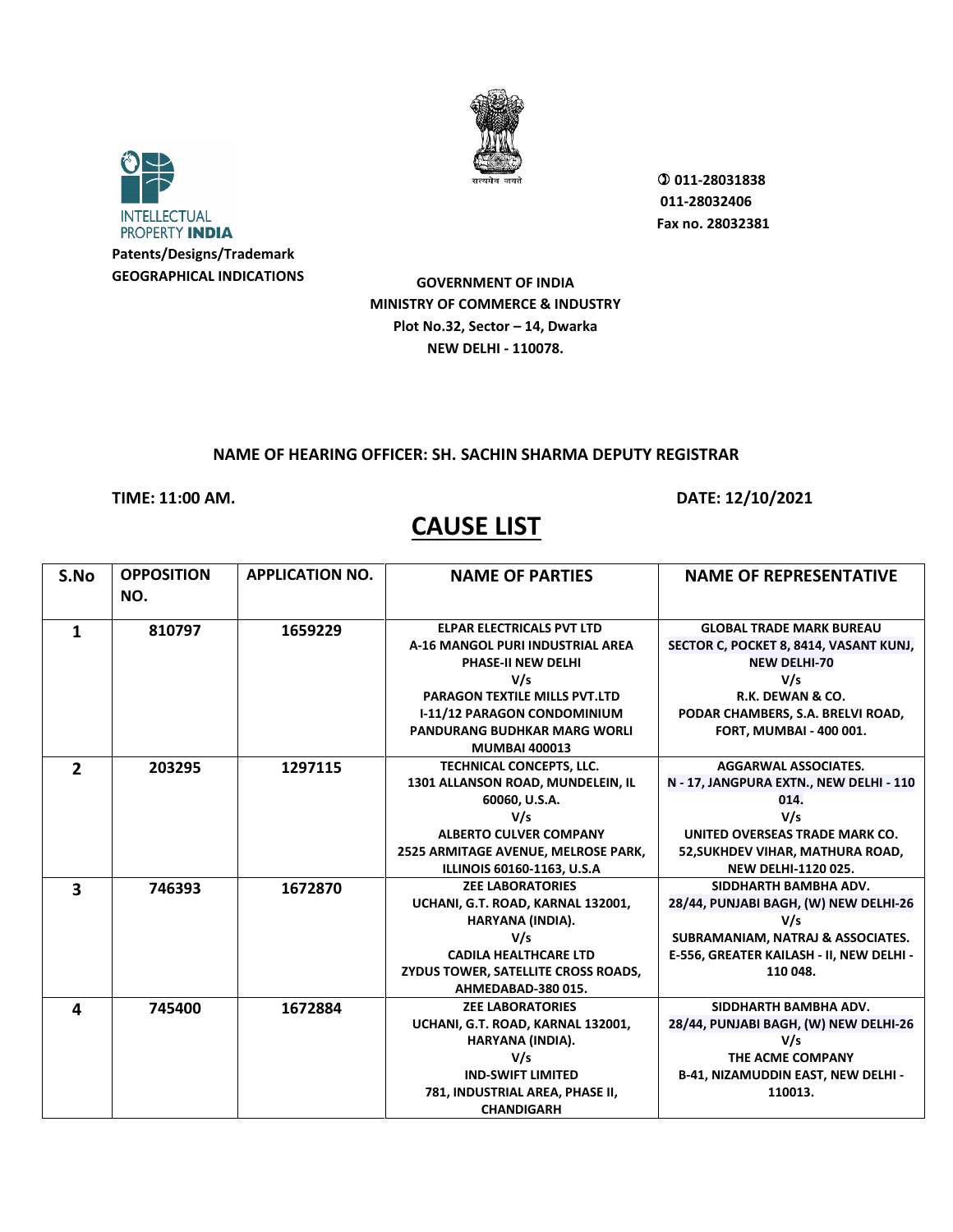INTELLECTUAL PROPERTY INDIA

**Patents/Designs/Trademark**
**GEOGRAPHICAL INDICATIONS**

सत्यमेव जयते

**011-28031838**
**011-28032406**
**Fax no. 28032381**

**GOVERNMENT OF INDIA**
**MINISTRY OF COMMERCE & INDUSTRY**
**Plot No.32, Sector – 14, Dwarka**
**NEW DELHI - 110078.**

**NAME OF HEARING OFFICER: SH. SACHIN SHARMA DEPUTY REGISTRAR**

**TIME: 11:00 AM.** **DATE: 12/10/2021**

# CAUSE LIST

| S.No | OPPOSITION NO. | APPLICATION NO. | NAME OF PARTIES | NAME OF REPRESENTATIVE |
|---|---|---|---|---|
| 1 | 810797 | 1659229 | ELPAR ELECTRICALS PVT LTD A-16 MANGOL PURI INDUSTRIAL AREA PHASE-II NEW DELHI V/s PARAGON TEXTILE MILLS PVT.LTD I-11/12 PARAGON CONDOMINIUM PANDURANG BUDHKAR MARG WORLI MUMBAI 400013 | GLOBAL TRADE MARK BUREAU SECTOR C, POCKET 8, 8414, VASANT KUNJ, NEW DELHI-70 V/s R.K. DEWAN & CO. PODAR CHAMBERS, S.A. BRELVI ROAD, FORT, MUMBAI - 400 001. |
| 2 | 203295 | 1297115 | TECHNICAL CONCEPTS, LLC. 1301 ALLANSON ROAD, MUNDELEIN, IL 60060, U.S.A. V/s ALBERTO CULVER COMPANY 2525 ARMITAGE AVENUE, MELROSE PARK, ILLINOIS 60160-1163, U.S.A | AGGARWAL ASSOCIATES. N - 17, JANGPURA EXTN., NEW DELHI - 110 014. V/s UNITED OVERSEAS TRADE MARK CO. 52,SUKHDEV VIHAR, MATHURA ROAD, NEW DELHI-1120 025. |
| 3 | 746393 | 1672870 | ZEE LABORATORIES UCHANI, G.T. ROAD, KARNAL 132001, HARYANA (INDIA). V/s CADILA HEALTHCARE LTD ZYDUS TOWER, SATELLITE CROSS ROADS, AHMEDABAD-380 015. | SIDDHARTH BAMBHA ADV. 28/44, PUNJABI BAGH, (W) NEW DELHI-26 V/s SUBRAMANIAM, NATRAJ & ASSOCIATES. E-556, GREATER KAILASH - II, NEW DELHI - 110 048. |
| 4 | 745400 | 1672884 | ZEE LABORATORIES UCHANI, G.T. ROAD, KARNAL 132001, HARYANA (INDIA). V/s IND-SWIFT LIMITED 781, INDUSTRIAL AREA, PHASE II, CHANDIGARH | SIDDHARTH BAMBHA ADV. 28/44, PUNJABI BAGH, (W) NEW DELHI-26 V/s THE ACME COMPANY B-41, NIZAMUDDIN EAST, NEW DELHI - 110013. |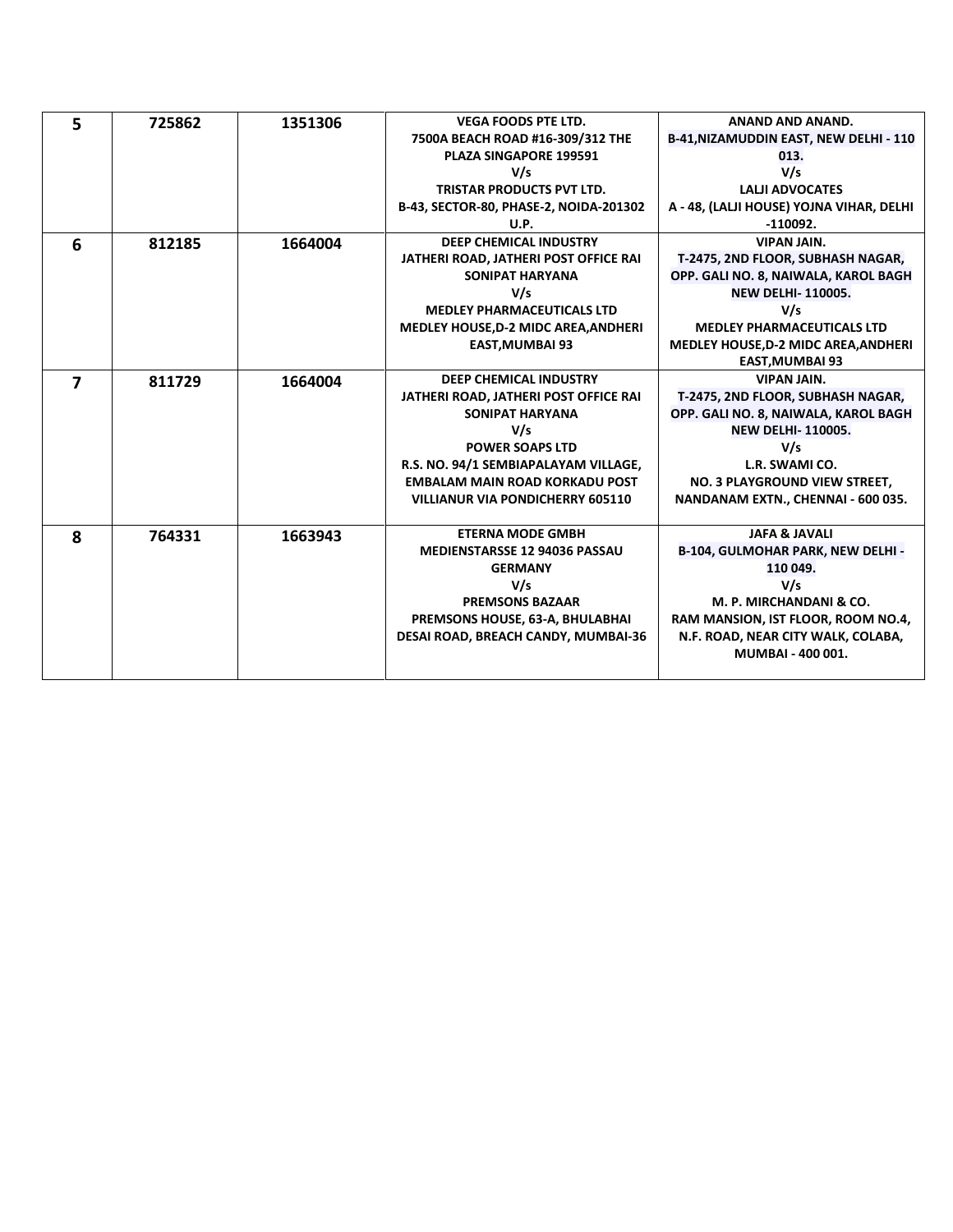| 5 | 725862 | 1351306 | VEGA FOODS PTE LTD.<br>7500A BEACH ROAD #16-309/312 THE PLAZA SINGAPORE 199591<br>V/s<br>TRISTAR PRODUCTS PVT LTD.<br>B-43, SECTOR-80, PHASE-2, NOIDA-201302 U.P. | ANAND AND ANAND.<br>B-41,NIZAMUDDIN EAST, NEW DELHI - 110 013.<br>V/s<br>LALJI ADVOCATES<br>A - 48, (LALJI HOUSE) YOJNA VIHAR, DELHI -110092. |
|---|---|---|---|---|
| 6 | 812185 | 1664004 | DEEP CHEMICAL INDUSTRY<br>JATHERI ROAD, JATHERI POST OFFICE RAI SONIPAT HARYANA<br>V/s<br>MEDLEY PHARMACEUTICALS LTD<br>MEDLEY HOUSE,D-2 MIDC AREA,ANDHERI EAST,MUMBAI 93 | VIPAN JAIN.<br>T-2475, 2ND FLOOR, SUBHASH NAGAR, OPP. GALI NO. 8, NAIWALA, KAROL BAGH NEW DELHI- 110005.<br>V/s<br>MEDLEY PHARMACEUTICALS LTD<br>MEDLEY HOUSE,D-2 MIDC AREA,ANDHERI EAST,MUMBAI 93 |
| 7 | 811729 | 1664004 | DEEP CHEMICAL INDUSTRY<br>JATHERI ROAD, JATHERI POST OFFICE RAI SONIPAT HARYANA<br>V/s<br>POWER SOAPS LTD<br>R.S. NO. 94/1 SEMBIAPALAYAM VILLAGE, EMBALAM MAIN ROAD KORKADU POST VILLIANUR VIA PONDICHERRY 605110 | VIPAN JAIN.<br>T-2475, 2ND FLOOR, SUBHASH NAGAR, OPP. GALI NO. 8, NAIWALA, KAROL BAGH NEW DELHI- 110005.<br>V/s<br>L.R. SWAMI CO.<br>NO. 3 PLAYGROUND VIEW STREET, NANDANAM EXTN., CHENNAI - 600 035. |
| 8 | 764331 | 1663943 | ETERNA MODE GMBH<br>MEDIENSTARSSE 12 94036 PASSAU GERMANY<br>V/s<br>PREMSONS BAZAAR<br>PREMSONS HOUSE, 63-A, BHULABHAI DESAI ROAD, BREACH CANDY, MUMBAI-36 | JAFA & JAVALI<br>B-104, GULMOHAR PARK, NEW DELHI - 110 049.<br>V/s<br>M. P. MIRCHANDANI & CO.<br>RAM MANSION, IST FLOOR, ROOM NO.4, N.F. ROAD, NEAR CITY WALK, COLABA, MUMBAI - 400 001. |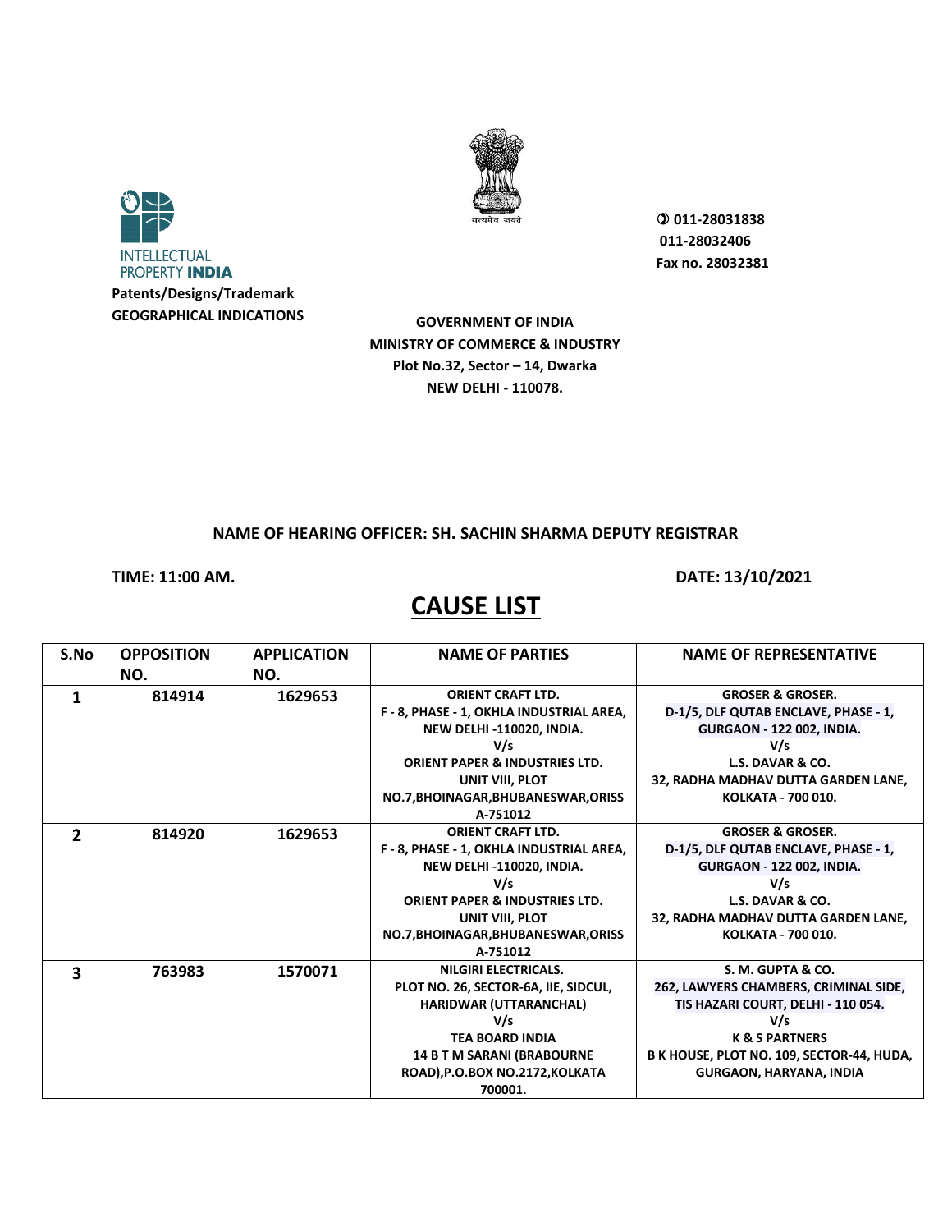INTELLECTUAL PROPERTY **INDIA**

**Patents/Designs/Trademark**
**GEOGRAPHICAL INDICATIONS**

सत्यमेव जयते

**011-28031838**
**011-28032406**
**Fax no. 28032381**

**GOVERNMENT OF INDIA**
**MINISTRY OF COMMERCE & INDUSTRY**
**Plot No.32, Sector – 14, Dwarka**
**NEW DELHI - 110078.**

**NAME OF HEARING OFFICER: SH. SACHIN SHARMA DEPUTY REGISTRAR**

**TIME: 11:00 AM.** **DATE: 13/10/2021**

# CAUSE LIST

| S.No | OPPOSITION NO. | APPLICATION NO. | NAME OF PARTIES | NAME OF REPRESENTATIVE |
|---|---|---|---|---|
| 1 | 814914 | 1629653 | ORIENT CRAFT LTD. F - 8, PHASE - 1, OKHLA INDUSTRIAL AREA, NEW DELHI -110020, INDIA. V/s ORIENT PAPER & INDUSTRIES LTD. UNIT VIII, PLOT NO.7,BHOINAGAR,BHUBANESWAR,ORISSA-751012 | GROSER & GROSER. D-1/5, DLF QUTAB ENCLAVE, PHASE - 1, GURGAON - 122 002, INDIA. V/s L.S. DAVAR & CO. 32, RADHA MADHAV DUTTA GARDEN LANE, KOLKATA - 700 010. |
| 2 | 814920 | 1629653 | ORIENT CRAFT LTD. F - 8, PHASE - 1, OKHLA INDUSTRIAL AREA, NEW DELHI -110020, INDIA. V/s ORIENT PAPER & INDUSTRIES LTD. UNIT VIII, PLOT NO.7,BHOINAGAR,BHUBANESWAR,ORISSA-751012 | GROSER & GROSER. D-1/5, DLF QUTAB ENCLAVE, PHASE - 1, GURGAON - 122 002, INDIA. V/s L.S. DAVAR & CO. 32, RADHA MADHAV DUTTA GARDEN LANE, KOLKATA - 700 010. |
| 3 | 763983 | 1570071 | NILGIRI ELECTRICALS. PLOT NO. 26, SECTOR-6A, IIE, SIDCUL, HARIDWAR (UTTARANCHAL) V/s TEA BOARD INDIA 14 B T M SARANI (BRABOURNE ROAD),P.O.BOX NO.2172,KOLKATA 700001. | S. M. GUPTA & CO. 262, LAWYERS CHAMBERS, CRIMINAL SIDE, TIS HAZARI COURT, DELHI - 110 054. V/s K & S PARTNERS B K HOUSE, PLOT NO. 109, SECTOR-44, HUDA, GURGAON, HARYANA, INDIA |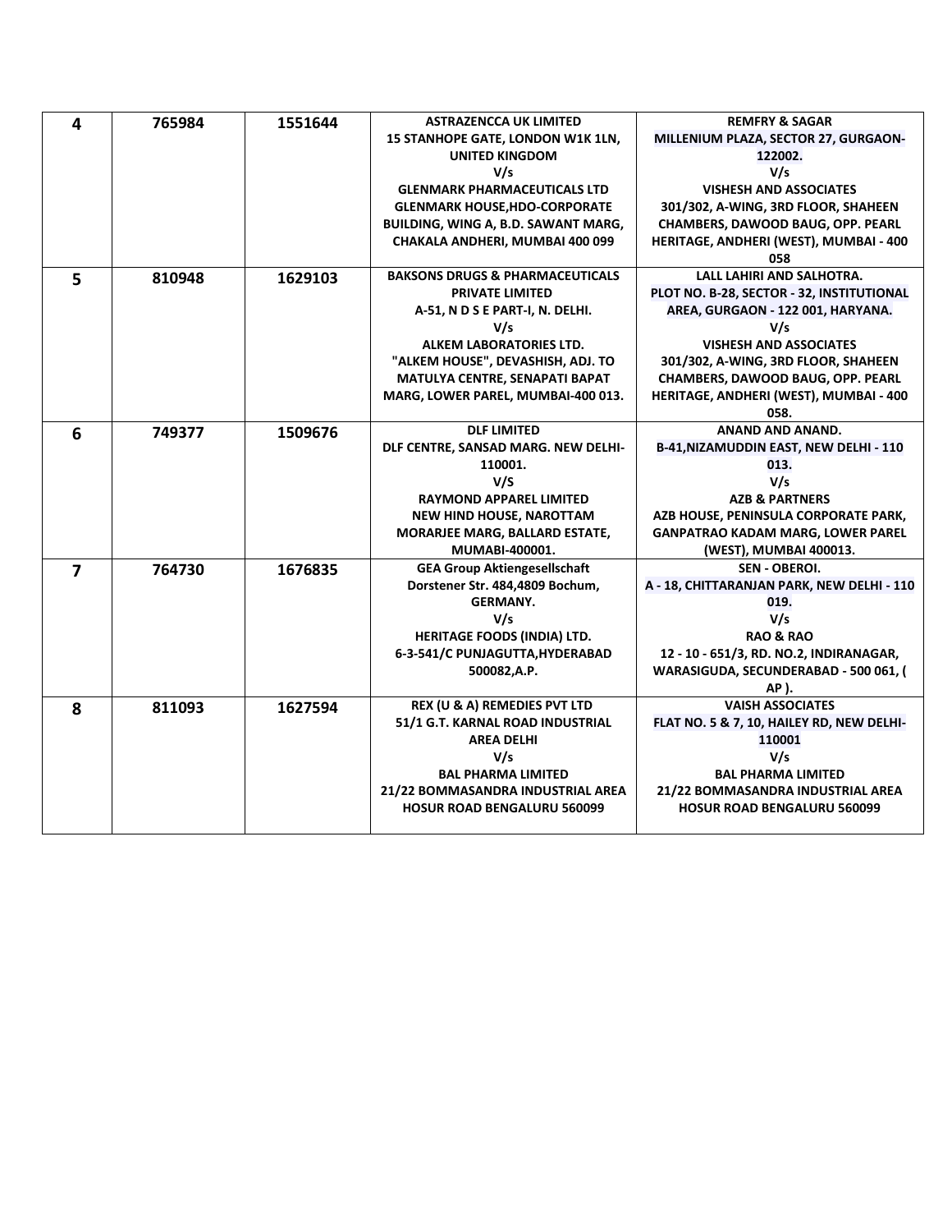| | | | | |
|---|---|---|---|---|
| **4** | **765984** | **1551644** | **ASTRAZENCCA UK LIMITED**<br>**15 STANHOPE GATE, LONDON W1K 1LN, UNITED KINGDOM**<br>**V/s**<br>**GLENMARK PHARMACEUTICALS LTD**<br>**GLENMARK HOUSE,HDO-CORPORATE BUILDING, WING A, B.D. SAWANT MARG, CHAKALA ANDHERI, MUMBAI 400 099** | **REMFRY & SAGAR**<br>**MILLENIUM PLAZA, SECTOR 27, GURGAON-122002.**<br>**V/s**<br>**VISHESH AND ASSOCIATES**<br>**301/302, A-WING, 3RD FLOOR, SHAHEEN CHAMBERS, DAWOOD BAUG, OPP. PEARL HERITAGE, ANDHERI (WEST), MUMBAI - 400 058** |
| **5** | **810948** | **1629103** | **BAKSONS DRUGS & PHARMACEUTICALS PRIVATE LIMITED**<br>**A-51, N D S E PART-I, N. DELHI.**<br>**V/s**<br>**ALKEM LABORATORIES LTD.**<br>**"ALKEM HOUSE", DEVASHISH, ADJ. TO MATULYA CENTRE, SENAPATI BAPAT MARG, LOWER PAREL, MUMBAI-400 013.** | **LALL LAHIRI AND SALHOTRA.**<br>**PLOT NO. B-28, SECTOR - 32, INSTITUTIONAL AREA, GURGAON - 122 001, HARYANA.**<br>**V/s**<br>**VISHESH AND ASSOCIATES**<br>**301/302, A-WING, 3RD FLOOR, SHAHEEN CHAMBERS, DAWOOD BAUG, OPP. PEARL HERITAGE, ANDHERI (WEST), MUMBAI - 400 058.** |
| **6** | **749377** | **1509676** | **DLF LIMITED**<br>**DLF CENTRE, SANSAD MARG. NEW DELHI-110001.**<br>**V/S**<br>**RAYMOND APPAREL LIMITED**<br>**NEW HIND HOUSE, NAROTTAM MORARJEE MARG, BALLARD ESTATE, MUMABI-400001.** | **ANAND AND ANAND.**<br>**B-41,NIZAMUDDIN EAST, NEW DELHI - 110 013.**<br>**V/s**<br>**AZB & PARTNERS**<br>**AZB HOUSE, PENINSULA CORPORATE PARK, GANPATRAO KADAM MARG, LOWER PAREL (WEST), MUMBAI 400013.** |
| **7** | **764730** | **1676835** | **GEA Group Aktiengesellschaft**<br>**Dorstener Str. 484,4809 Bochum, GERMANY.**<br>**V/s**<br>**HERITAGE FOODS (INDIA) LTD.**<br>**6-3-541/C PUNJAGUTTA,HYDERABAD 500082,A.P.** | **SEN - OBEROI.**<br>**A - 18, CHITTARANJAN PARK, NEW DELHI - 110 019.**<br>**V/s**<br>**RAO & RAO**<br>**12 - 10 - 651/3, RD. NO.2, INDIRANAGAR, WARASIGUDA, SECUNDERABAD - 500 061, ( AP ).** |
| **8** | **811093** | **1627594** | **REX (U & A) REMEDIES PVT LTD**<br>**51/1 G.T. KARNAL ROAD INDUSTRIAL AREA DELHI**<br>**V/s**<br>**BAL PHARMA LIMITED**<br>**21/22 BOMMASANDRA INDUSTRIAL AREA HOSUR ROAD BENGALURU 560099** | **VAISH ASSOCIATES**<br>**FLAT NO. 5 & 7, 10, HAILEY RD, NEW DELHI-110001**<br>**V/s**<br>**BAL PHARMA LIMITED**<br>**21/22 BOMMASANDRA INDUSTRIAL AREA HOSUR ROAD BENGALURU 560099** |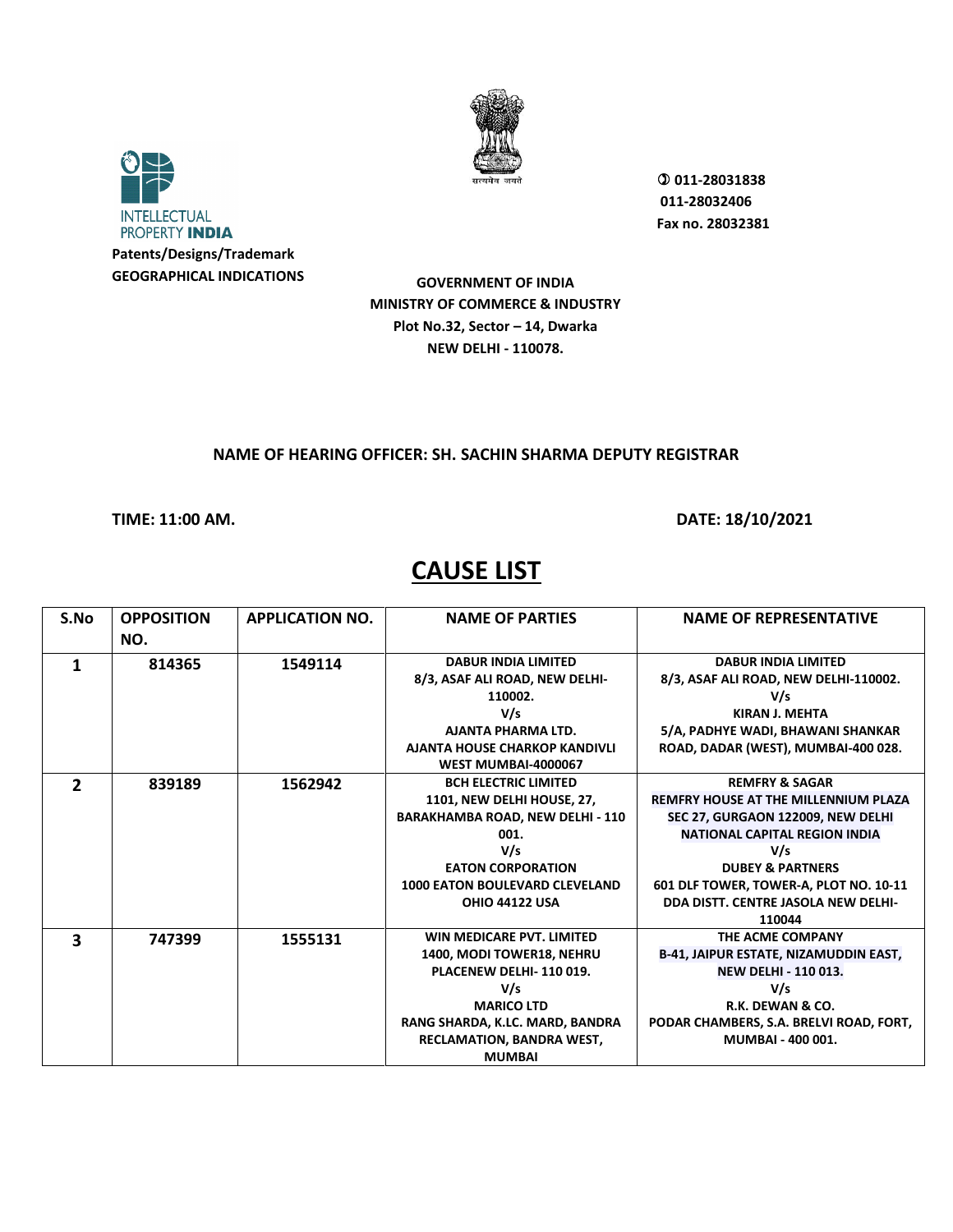INTELLECTUAL PROPERTY **INDIA**

**Patents/Designs/Trademark**
**GEOGRAPHICAL INDICATIONS**

सत्यमेव जयते

**011-28031838**
**011-28032406**
**Fax no. 28032381**

**GOVERNMENT OF INDIA**
**MINISTRY OF COMMERCE & INDUSTRY**
**Plot No.32, Sector – 14, Dwarka**
**NEW DELHI - 110078.**

**NAME OF HEARING OFFICER: SH. SACHIN SHARMA DEPUTY REGISTRAR**

**TIME: 11:00 AM.** **DATE: 18/10/2021**

# CAUSE LIST

| S.No | OPPOSITION NO. | APPLICATION NO. | NAME OF PARTIES | NAME OF REPRESENTATIVE |
|---|---|---|---|---|
| 1 | 814365 | 1549114 | DABUR INDIA LIMITED 8/3, ASAF ALI ROAD, NEW DELHI-110002. V/s AJANTA PHARMA LTD. AJANTA HOUSE CHARKOP KANDIVLI WEST MUMBAI-4000067 | DABUR INDIA LIMITED 8/3, ASAF ALI ROAD, NEW DELHI-110002. V/s KIRAN J. MEHTA 5/A, PADHYE WADI, BHAWANI SHANKAR ROAD, DADAR (WEST), MUMBAI-400 028. |
| 2 | 839189 | 1562942 | BCH ELECTRIC LIMITED 1101, NEW DELHI HOUSE, 27, BARAKHAMBA ROAD, NEW DELHI - 110 001. V/s EATON CORPORATION 1000 EATON BOULEVARD CLEVELAND OHIO 44122 USA | REMFRY & SAGAR REMFRY HOUSE AT THE MILLENNIUM PLAZA SEC 27, GURGAON 122009, NEW DELHI NATIONAL CAPITAL REGION INDIA V/s DUBEY & PARTNERS 601 DLF TOWER, TOWER-A, PLOT NO. 10-11 DDA DISTT. CENTRE JASOLA NEW DELHI-110044 |
| 3 | 747399 | 1555131 | WIN MEDICARE PVT. LIMITED 1400, MODI TOWER18, NEHRU PLACENEW DELHI- 110 019. V/s MARICO LTD RANG SHARDA, K.LC. MARD, BANDRA RECLAMATION, BANDRA WEST, MUMBAI | THE ACME COMPANY B-41, JAIPUR ESTATE, NIZAMUDDIN EAST, NEW DELHI - 110 013. V/s R.K. DEWAN & CO. PODAR CHAMBERS, S.A. BRELVI ROAD, FORT, MUMBAI - 400 001. |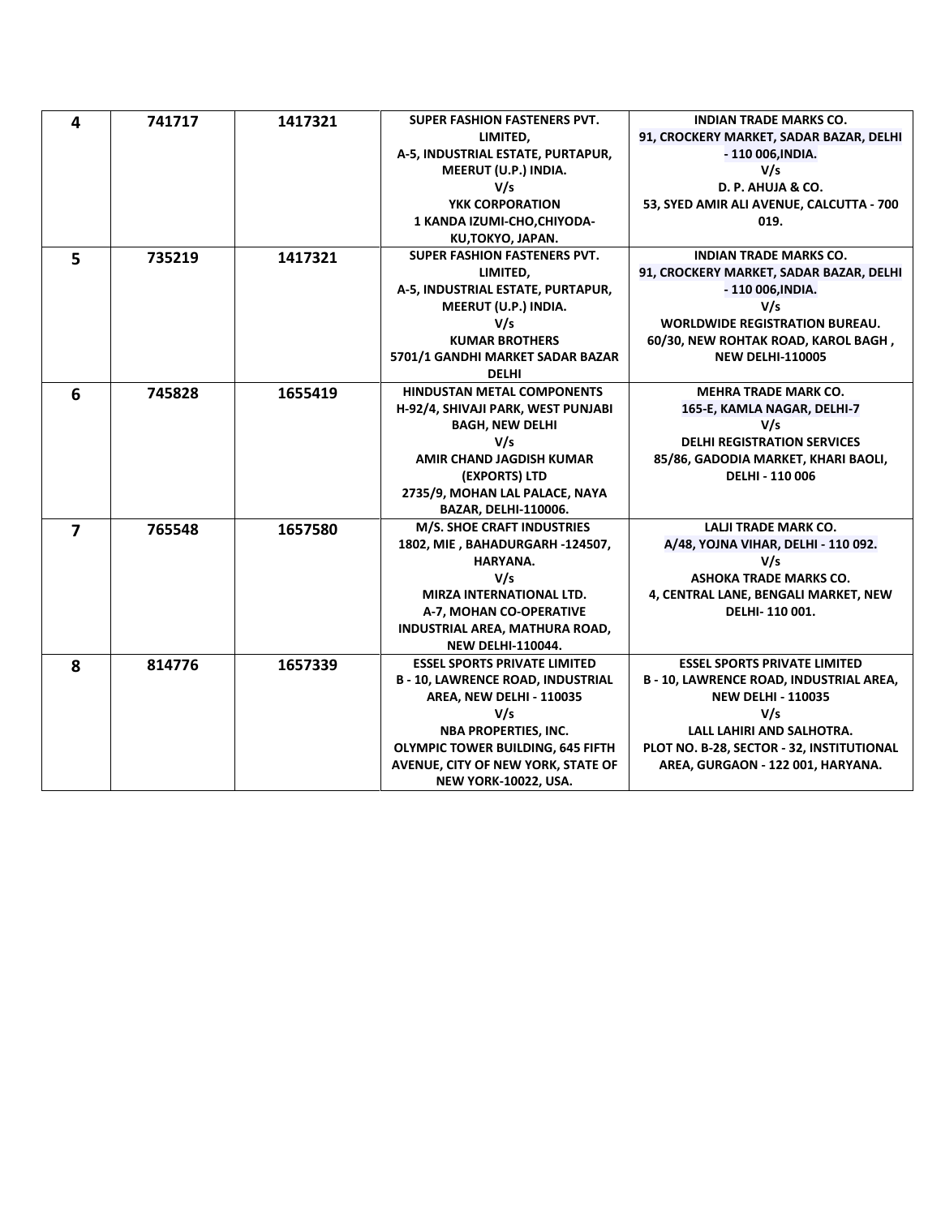| 4 | 741717 | 1417321 | SUPER FASHION FASTENERS PVT. LIMITED, A-5, INDUSTRIAL ESTATE, PURTAPUR, MEERUT (U.P.) INDIA. V/s YKK CORPORATION 1 KANDA IZUMI-CHO,CHIYODA-KU,TOKYO, JAPAN. | INDIAN TRADE MARKS CO. 91, CROCKERY MARKET, SADAR BAZAR, DELHI - 110 006,INDIA. V/s D. P. AHUJA & CO. 53, SYED AMIR ALI AVENUE, CALCUTTA - 700 019. |
|---|---|---|---|---|
| 5 | 735219 | 1417321 | SUPER FASHION FASTENERS PVT. LIMITED, A-5, INDUSTRIAL ESTATE, PURTAPUR, MEERUT (U.P.) INDIA. V/s KUMAR BROTHERS 5701/1 GANDHI MARKET SADAR BAZAR DELHI | INDIAN TRADE MARKS CO. 91, CROCKERY MARKET, SADAR BAZAR, DELHI - 110 006,INDIA. V/s WORLDWIDE REGISTRATION BUREAU. 60/30, NEW ROHTAK ROAD, KAROL BAGH , NEW DELHI-110005 |
| 6 | 745828 | 1655419 | HINDUSTAN METAL COMPONENTS H-92/4, SHIVAJI PARK, WEST PUNJABI BAGH, NEW DELHI V/s AMIR CHAND JAGDISH KUMAR (EXPORTS) LTD 2735/9, MOHAN LAL PALACE, NAYA BAZAR, DELHI-110006. | MEHRA TRADE MARK CO. 165-E, KAMLA NAGAR, DELHI-7 V/s DELHI REGISTRATION SERVICES 85/86, GADODIA MARKET, KHARI BAOLI, DELHI - 110 006 |
| 7 | 765548 | 1657580 | M/S. SHOE CRAFT INDUSTRIES 1802, MIE , BAHADURGARH -124507, HARYANA. V/s MIRZA INTERNATIONAL LTD. A-7, MOHAN CO-OPERATIVE INDUSTRIAL AREA, MATHURA ROAD, NEW DELHI-110044. | LALJI TRADE MARK CO. A/48, YOJNA VIHAR, DELHI - 110 092. V/s ASHOKA TRADE MARKS CO. 4, CENTRAL LANE, BENGALI MARKET, NEW DELHI- 110 001. |
| 8 | 814776 | 1657339 | ESSEL SPORTS PRIVATE LIMITED B - 10, LAWRENCE ROAD, INDUSTRIAL AREA, NEW DELHI - 110035 V/s NBA PROPERTIES, INC. OLYMPIC TOWER BUILDING, 645 FIFTH AVENUE, CITY OF NEW YORK, STATE OF NEW YORK-10022, USA. | ESSEL SPORTS PRIVATE LIMITED B - 10, LAWRENCE ROAD, INDUSTRIAL AREA, NEW DELHI - 110035 V/s LALL LAHIRI AND SALHOTRA. PLOT NO. B-28, SECTOR - 32, INSTITUTIONAL AREA, GURGAON - 122 001, HARYANA. |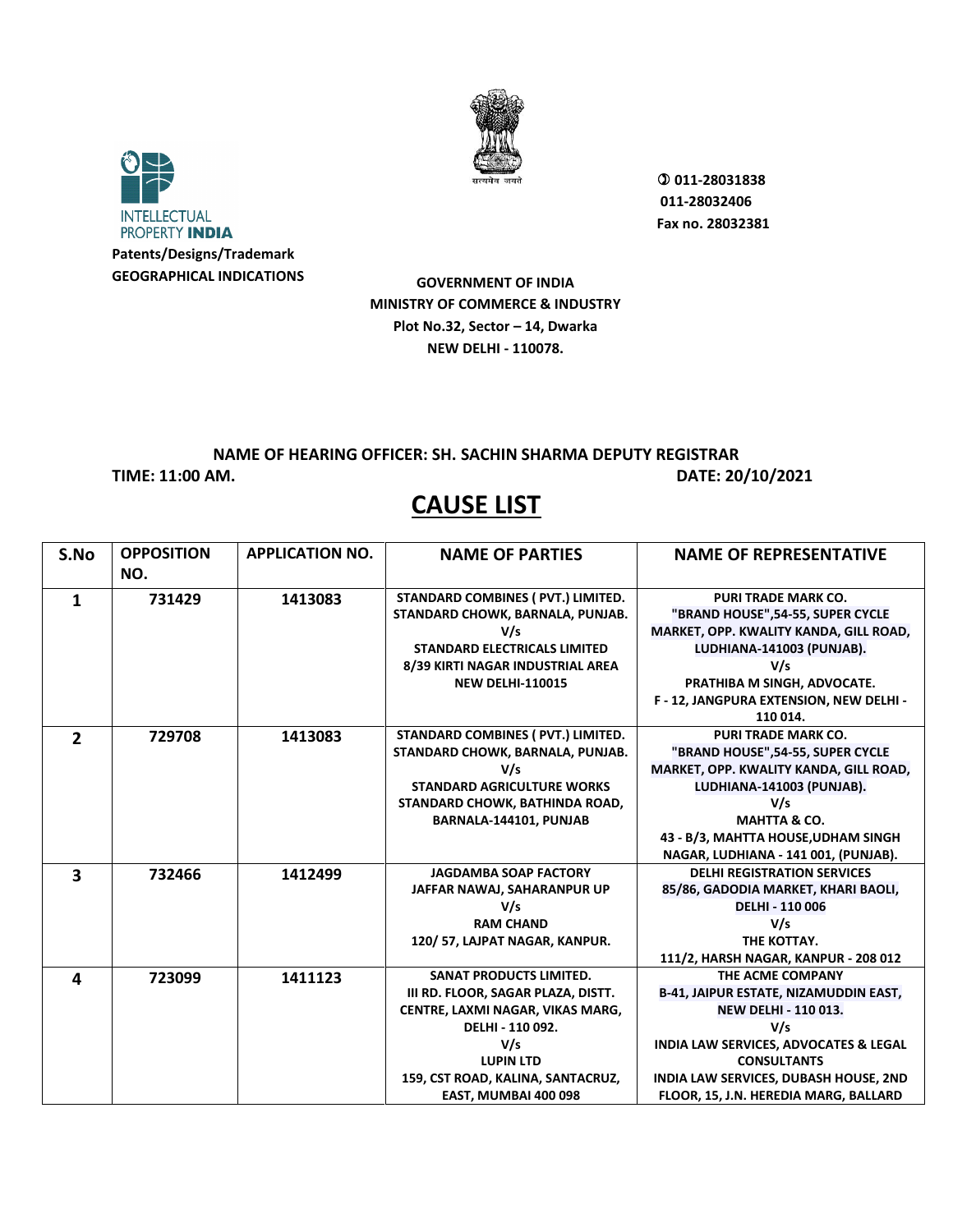INTELLECTUAL PROPERTY INDIA

**Patents/Designs/Trademark**
**GEOGRAPHICAL INDICATIONS**

सत्यमेव जयते

**011-28031838**
**011-28032406**
**Fax no. 28032381**

**GOVERNMENT OF INDIA**
**MINISTRY OF COMMERCE & INDUSTRY**
**Plot No.32, Sector – 14, Dwarka**
**NEW DELHI - 110078.**

**NAME OF HEARING OFFICER: SH. SACHIN SHARMA DEPUTY REGISTRAR**

**TIME: 11:00 AM.** **DATE: 20/10/2021**

# CAUSE LIST

| S.No | OPPOSITION NO. | APPLICATION NO. | NAME OF PARTIES | NAME OF REPRESENTATIVE |
|---|---|---|---|---|
| 1 | 731429 | 1413083 | STANDARD COMBINES ( PVT.) LIMITED. STANDARD CHOWK, BARNALA, PUNJAB. V/s STANDARD ELECTRICALS LIMITED 8/39 KIRTI NAGAR INDUSTRIAL AREA NEW DELHI-110015 | PURI TRADE MARK CO. "BRAND HOUSE",54-55, SUPER CYCLE MARKET, OPP. KWALITY KANDA, GILL ROAD, LUDHIANA-141003 (PUNJAB). V/s PRATHIBA M SINGH, ADVOCATE. F - 12, JANGPURA EXTENSION, NEW DELHI - 110 014. |
| 2 | 729708 | 1413083 | STANDARD COMBINES ( PVT.) LIMITED. STANDARD CHOWK, BARNALA, PUNJAB. V/s STANDARD AGRICULTURE WORKS STANDARD CHOWK, BATHINDA ROAD, BARNALA-144101, PUNJAB | PURI TRADE MARK CO. "BRAND HOUSE",54-55, SUPER CYCLE MARKET, OPP. KWALITY KANDA, GILL ROAD, LUDHIANA-141003 (PUNJAB). V/s MAHTTA & CO. 43 - B/3, MAHTTA HOUSE,UDHAM SINGH NAGAR, LUDHIANA - 141 001, (PUNJAB). |
| 3 | 732466 | 1412499 | JAGDAMBA SOAP FACTORY JAFFAR NAWAJ, SAHARANPUR UP V/s RAM CHAND 120/ 57, LAJPAT NAGAR, KANPUR. | DELHI REGISTRATION SERVICES 85/86, GADODIA MARKET, KHARI BAOLI, DELHI - 110 006 V/s THE KOTTAY. 111/2, HARSH NAGAR, KANPUR - 208 012 |
| 4 | 723099 | 1411123 | SANAT PRODUCTS LIMITED. III RD. FLOOR, SAGAR PLAZA, DISTT. CENTRE, LAXMI NAGAR, VIKAS MARG, DELHI - 110 092. V/s LUPIN LTD 159, CST ROAD, KALINA, SANTACRUZ, EAST, MUMBAI 400 098 | THE ACME COMPANY B-41, JAIPUR ESTATE, NIZAMUDDIN EAST, NEW DELHI - 110 013. V/s INDIA LAW SERVICES, ADVOCATES & LEGAL CONSULTANTS INDIA LAW SERVICES, DUBASH HOUSE, 2ND FLOOR, 15, J.N. HEREDIA MARG, BALLARD |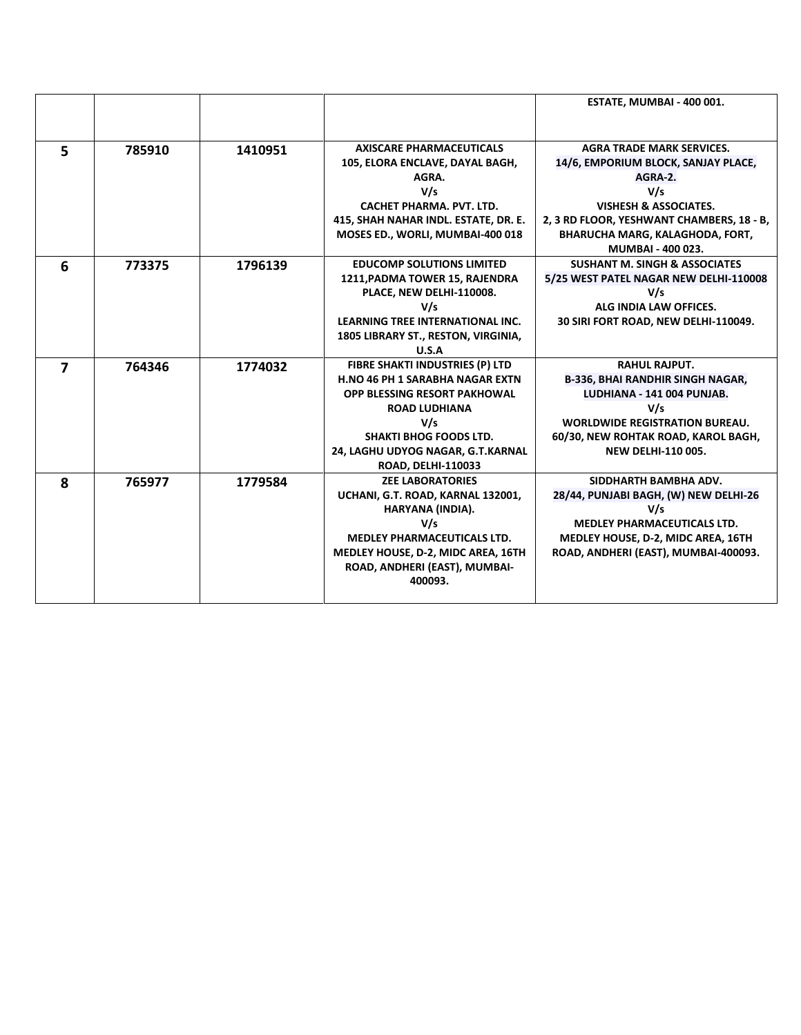| | | | | |
|---|---|---|---|---|
| | | | | **ESTATE, MUMBAI - 400 001.** |
| **5** | **785910** | **1410951** | **AXISCARE PHARMACEUTICALS**<br>**105, ELORA ENCLAVE, DAYAL BAGH, AGRA.**<br>**V/s**<br>**CACHET PHARMA. PVT. LTD.**<br>**415, SHAH NAHAR INDL. ESTATE, DR. E. MOSES ED., WORLI, MUMBAI-400 018** | **AGRA TRADE MARK SERVICES.**<br>**14/6, EMPORIUM BLOCK, SANJAY PLACE, AGRA-2.**<br>**V/s**<br>**VISHESH & ASSOCIATES.**<br>**2, 3 RD FLOOR, YESHWANT CHAMBERS, 18 - B, BHARUCHA MARG, KALAGHODA, FORT, MUMBAI - 400 023.** |
| **6** | **773375** | **1796139** | **EDUCOMP SOLUTIONS LIMITED**<br>**1211,PADMA TOWER 15, RAJENDRA PLACE, NEW DELHI-110008.**<br>**V/s**<br>**LEARNING TREE INTERNATIONAL INC.**<br>**1805 LIBRARY ST., RESTON, VIRGINIA, U.S.A** | **SUSHANT M. SINGH & ASSOCIATES**<br>**5/25 WEST PATEL NAGAR NEW DELHI-110008**<br>**V/s**<br>**ALG INDIA LAW OFFICES.**<br>**30 SIRI FORT ROAD, NEW DELHI-110049.** |
| **7** | **764346** | **1774032** | **FIBRE SHAKTI INDUSTRIES (P) LTD**<br>**H.NO 46 PH 1 SARABHA NAGAR EXTN OPP BLESSING RESORT PAKHOWAL ROAD LUDHIANA**<br>**V/s**<br>**SHAKTI BHOG FOODS LTD.**<br>**24, LAGHU UDYOG NAGAR, G.T.KARNAL ROAD, DELHI-110033** | **RAHUL RAJPUT.**<br>**B-336, BHAI RANDHIR SINGH NAGAR, LUDHIANA - 141 004 PUNJAB.**<br>**V/s**<br>**WORLDWIDE REGISTRATION BUREAU.**<br>**60/30, NEW ROHTAK ROAD, KAROL BAGH, NEW DELHI-110 005.** |
| **8** | **765977** | **1779584** | **ZEE LABORATORIES**<br>**UCHANI, G.T. ROAD, KARNAL 132001, HARYANA (INDIA).**<br>**V/s**<br>**MEDLEY PHARMACEUTICALS LTD.**<br>**MEDLEY HOUSE, D-2, MIDC AREA, 16TH ROAD, ANDHERI (EAST), MUMBAI-400093.** | **SIDDHARTH BAMBHA ADV.**<br>**28/44, PUNJABI BAGH, (W) NEW DELHI-26**<br>**V/s**<br>**MEDLEY PHARMACEUTICALS LTD.**<br>**MEDLEY HOUSE, D-2, MIDC AREA, 16TH ROAD, ANDHERI (EAST), MUMBAI-400093.** |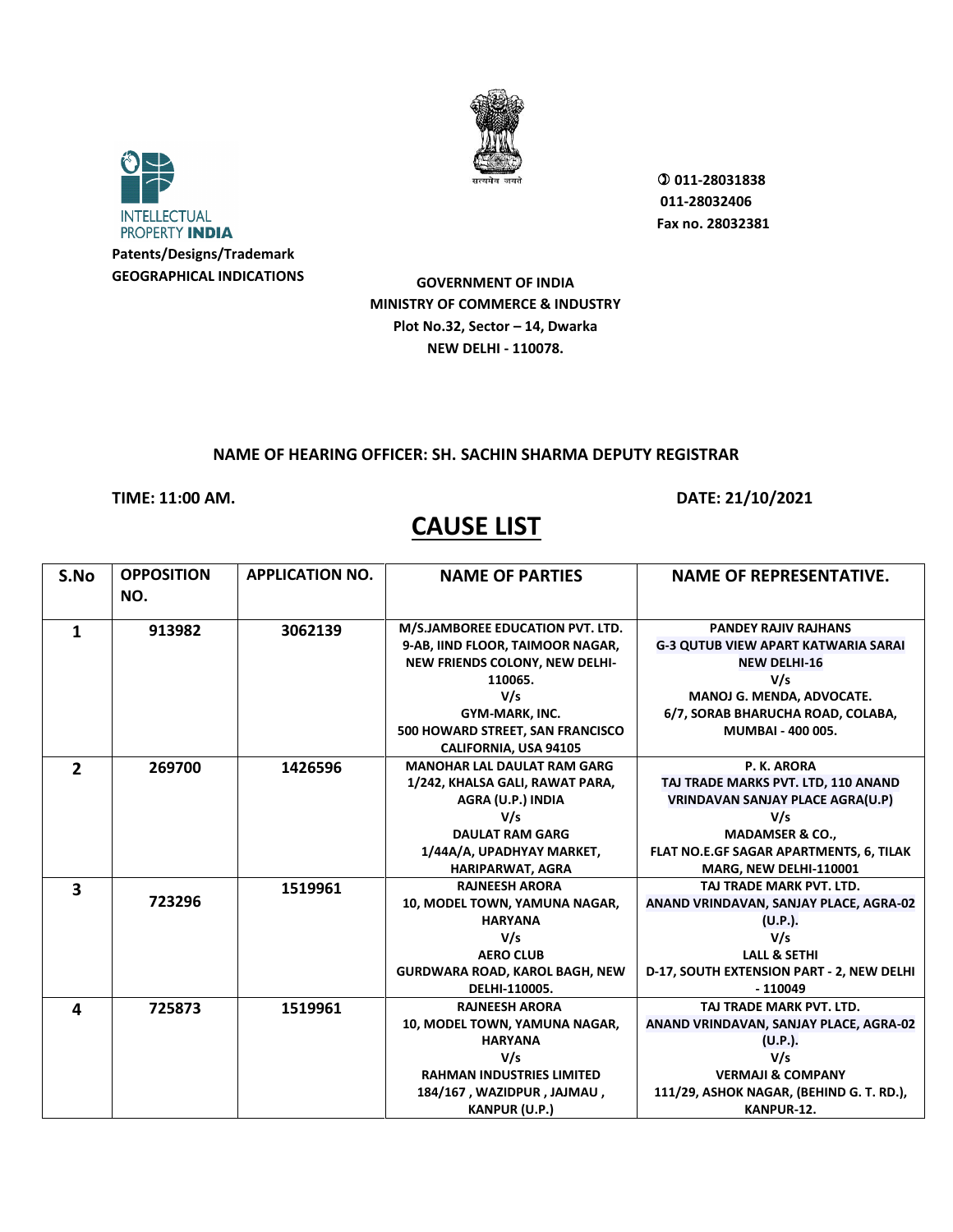**INTELLECTUAL PROPERTY INDIA**

**Patents/Designs/Trademark**
**GEOGRAPHICAL INDICATIONS**

सत्यमेव जयते

**✆ 011-28031838**
**011-28032406**
**Fax no. 28032381**

**GOVERNMENT OF INDIA**
**MINISTRY OF COMMERCE & INDUSTRY**
**Plot No.32, Sector – 14, Dwarka**
**NEW DELHI - 110078.**

**NAME OF HEARING OFFICER: SH. SACHIN SHARMA DEPUTY REGISTRAR**

**TIME: 11:00 AM.** **DATE: 21/10/2021**

# CAUSE LIST

| S.No | OPPOSITION NO. | APPLICATION NO. | NAME OF PARTIES | NAME OF REPRESENTATIVE. |
|---|---|---|---|---|
| 1 | 913982 | 3062139 | M/S.JAMBOREE EDUCATION PVT. LTD. 9-AB, IIND FLOOR, TAIMOOR NAGAR, NEW FRIENDS COLONY, NEW DELHI-110065. V/s GYM-MARK, INC. 500 HOWARD STREET, SAN FRANCISCO CALIFORNIA, USA 94105 | PANDEY RAJIV RAJHANS G-3 QUTUB VIEW APART KATWARIA SARAI NEW DELHI-16 V/s MANOJ G. MENDA, ADVOCATE. 6/7, SORAB BHARUCHA ROAD, COLABA, MUMBAI - 400 005. |
| 2 | 269700 | 1426596 | MANOHAR LAL DAULAT RAM GARG 1/242, KHALSA GALI, RAWAT PARA, AGRA (U.P.) INDIA V/s DAULAT RAM GARG 1/44A/A, UPADHYAY MARKET, HARIPARWAT, AGRA | P. K. ARORA TAJ TRADE MARKS PVT. LTD, 110 ANAND VRINDAVAN SANJAY PLACE AGRA(U.P) V/s MADAMSER & CO., FLAT NO.E.GF SAGAR APARTMENTS, 6, TILAK MARG, NEW DELHI-110001 |
| 3 | 723296 | 1519961 | RAJNEESH ARORA 10, MODEL TOWN, YAMUNA NAGAR, HARYANA V/s AERO CLUB GURDWARA ROAD, KAROL BAGH, NEW DELHI-110005. | TAJ TRADE MARK PVT. LTD. ANAND VRINDAVAN, SANJAY PLACE, AGRA-02 (U.P.). V/s LALL & SETHI D-17, SOUTH EXTENSION PART - 2, NEW DELHI - 110049 |
| 4 | 725873 | 1519961 | RAJNEESH ARORA 10, MODEL TOWN, YAMUNA NAGAR, HARYANA V/s RAHMAN INDUSTRIES LIMITED 184/167 , WAZIDPUR , JAJMAU , KANPUR (U.P.) | TAJ TRADE MARK PVT. LTD. ANAND VRINDAVAN, SANJAY PLACE, AGRA-02 (U.P.). V/s VERMAJI & COMPANY 111/29, ASHOK NAGAR, (BEHIND G. T. RD.), KANPUR-12. |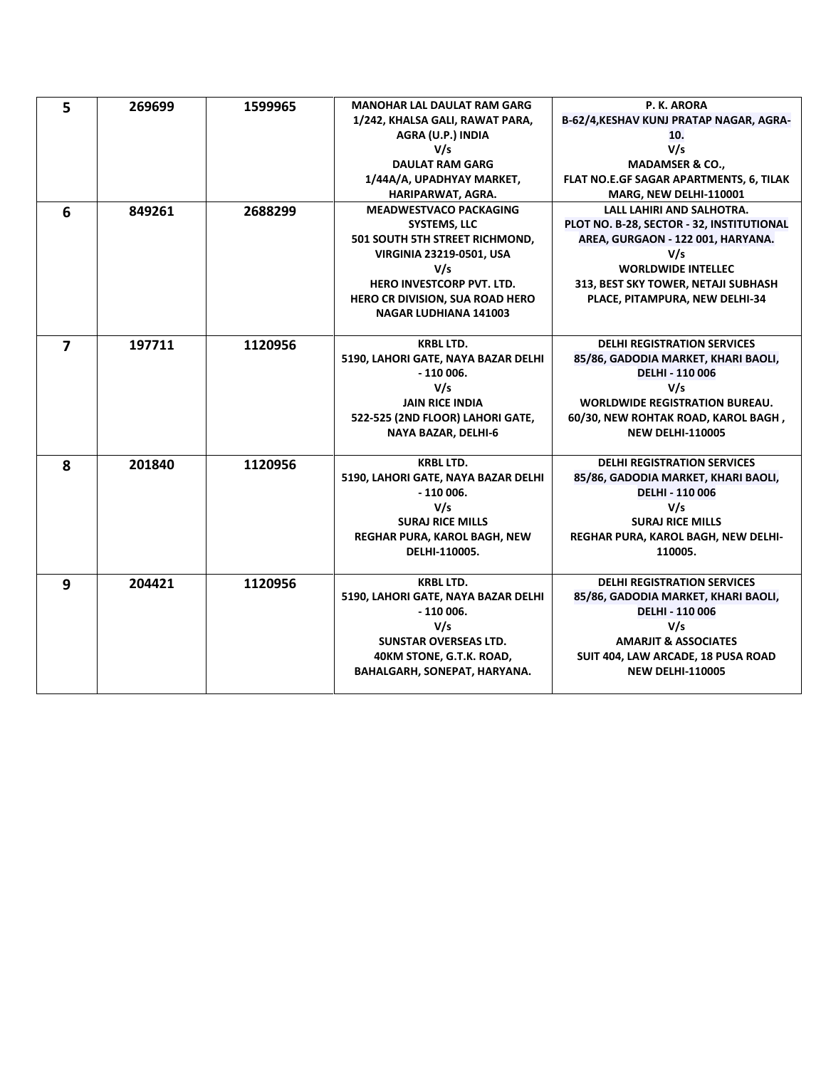| | | | | |
|---|---|---|---|---|
| 5 | 269699 | 1599965 | MANOHAR LAL DAULAT RAM GARG<br>1/242, KHALSA GALI, RAWAT PARA, AGRA (U.P.) INDIA<br>V/s<br>DAULAT RAM GARG<br>1/44A/A, UPADHYAY MARKET, HARIPARWAT, AGRA. | P. K. ARORA<br>B-62/4,KESHAV KUNJ PRATAP NAGAR, AGRA-10.<br>V/s<br>MADAMSER & CO.,<br>FLAT NO.E.GF SAGAR APARTMENTS, 6, TILAK MARG, NEW DELHI-110001 |
| 6 | 849261 | 2688299 | MEADWESTVACO PACKAGING SYSTEMS, LLC<br>501 SOUTH 5TH STREET RICHMOND, VIRGINIA 23219-0501, USA<br>V/s<br>HERO INVESTCORP PVT. LTD.<br>HERO CR DIVISION, SUA ROAD HERO NAGAR LUDHIANA 141003 | LALL LAHIRI AND SALHOTRA.<br>PLOT NO. B-28, SECTOR - 32, INSTITUTIONAL AREA, GURGAON - 122 001, HARYANA.<br>V/s<br>WORLDWIDE INTELLEC<br>313, BEST SKY TOWER, NETAJI SUBHASH PLACE, PITAMPURA, NEW DELHI-34 |
| 7 | 197711 | 1120956 | KRBL LTD.<br>5190, LAHORI GATE, NAYA BAZAR DELHI - 110 006.<br>V/s<br>JAIN RICE INDIA<br>522-525 (2ND FLOOR) LAHORI GATE, NAYA BAZAR, DELHI-6 | DELHI REGISTRATION SERVICES<br>85/86, GADODIA MARKET, KHARI BAOLI, DELHI - 110 006<br>V/s<br>WORLDWIDE REGISTRATION BUREAU.<br>60/30, NEW ROHTAK ROAD, KAROL BAGH , NEW DELHI-110005 |
| 8 | 201840 | 1120956 | KRBL LTD.<br>5190, LAHORI GATE, NAYA BAZAR DELHI - 110 006.<br>V/s<br>SURAJ RICE MILLS<br>REGHAR PURA, KAROL BAGH, NEW DELHI-110005. | DELHI REGISTRATION SERVICES<br>85/86, GADODIA MARKET, KHARI BAOLI, DELHI - 110 006<br>V/s<br>SURAJ RICE MILLS<br>REGHAR PURA, KAROL BAGH, NEW DELHI-110005. |
| 9 | 204421 | 1120956 | KRBL LTD.<br>5190, LAHORI GATE, NAYA BAZAR DELHI - 110 006.<br>V/s<br>SUNSTAR OVERSEAS LTD.<br>40KM STONE, G.T.K. ROAD, BAHALGARH, SONEPAT, HARYANA. | DELHI REGISTRATION SERVICES<br>85/86, GADODIA MARKET, KHARI BAOLI, DELHI - 110 006<br>V/s<br>AMARJIT & ASSOCIATES<br>SUIT 404, LAW ARCADE, 18 PUSA ROAD NEW DELHI-110005 |